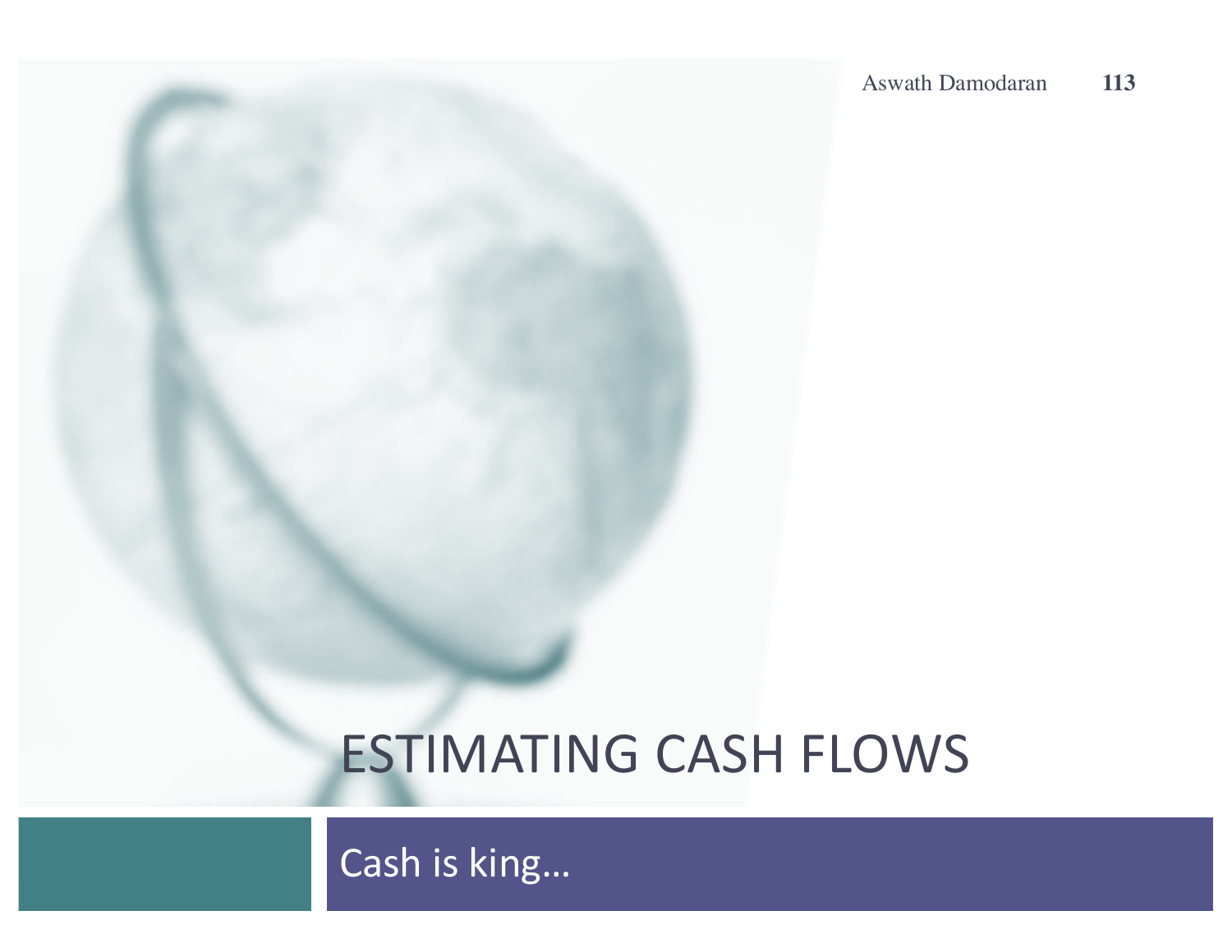# ESTIMATING CASH FLOWS

Cash is king…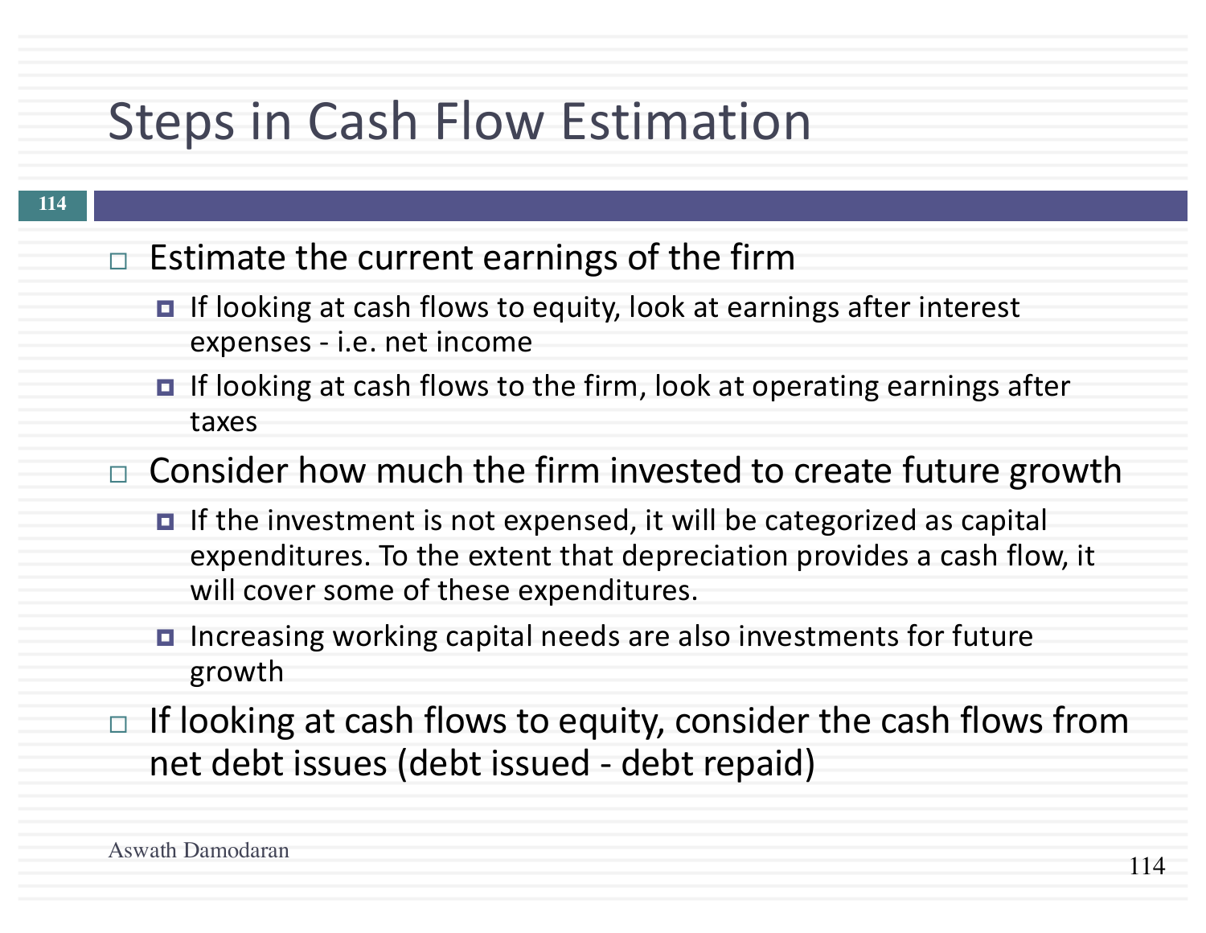# Steps in Cash Flow Estimation

- Estimate the current earnings of the firm
  - If looking at cash flows to equity, look at earnings after interest expenses - i.e. net income
  - If looking at cash flows to the firm, look at operating earnings after taxes
- Consider how much the firm invested to create future growth
  - If the investment is not expensed, it will be categorized as capital expenditures. To the extent that depreciation provides a cash flow, it will cover some of these expenditures.
  - Increasing working capital needs are also investments for future growth
- If looking at cash flows to equity, consider the cash flows from net debt issues (debt issued - debt repaid)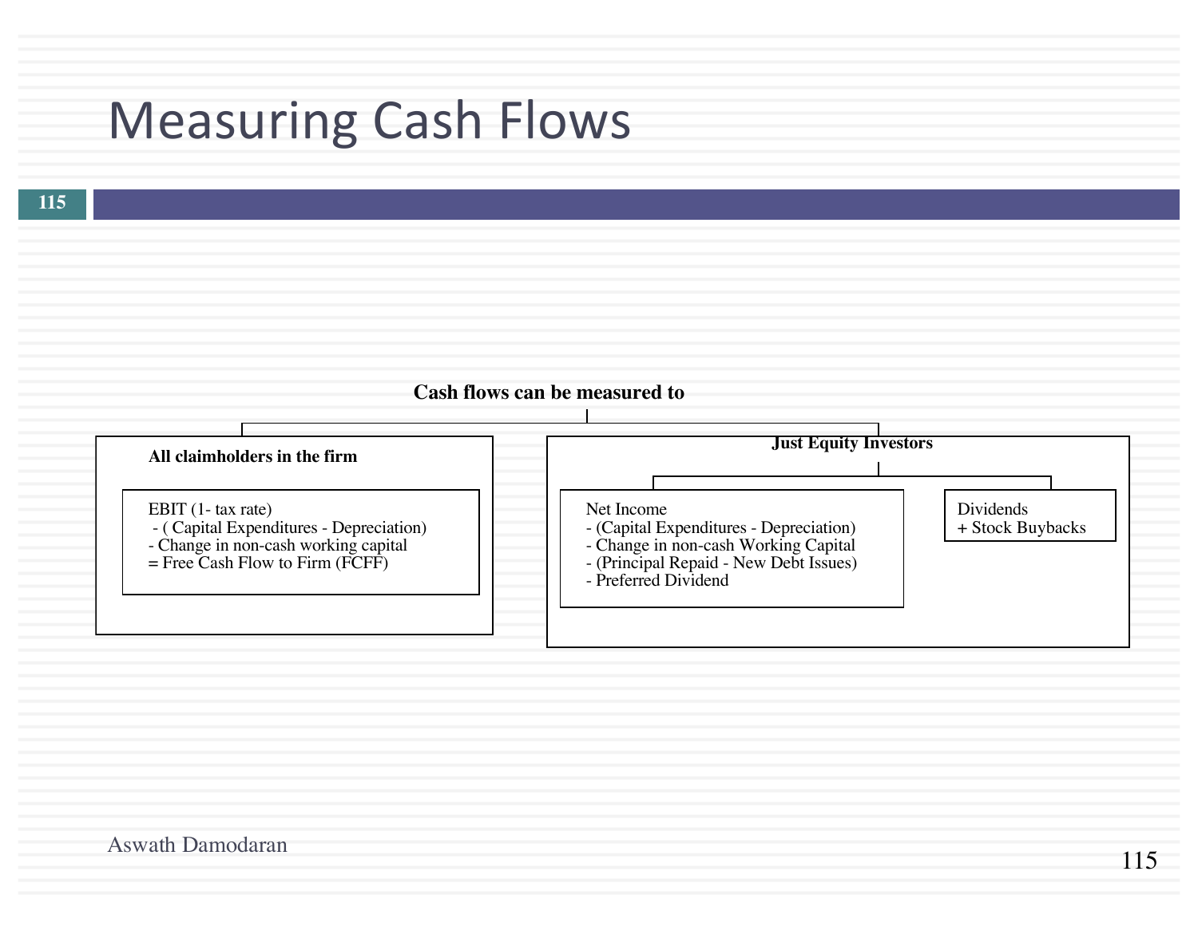# Measuring Cash Flows

**Cash flows can be measured to**

**All claimholders in the firm**

EBIT (1- tax rate)
- ( Capital Expenditures - Depreciation)
- Change in non-cash working capital
= Free Cash Flow to Firm (FCFF)

**Just Equity Investors**

Net Income
- (Capital Expenditures - Depreciation)
- Change in non-cash Working Capital
- (Principal Repaid - New Debt Issues)
- Preferred Dividend

Dividends
+ Stock Buybacks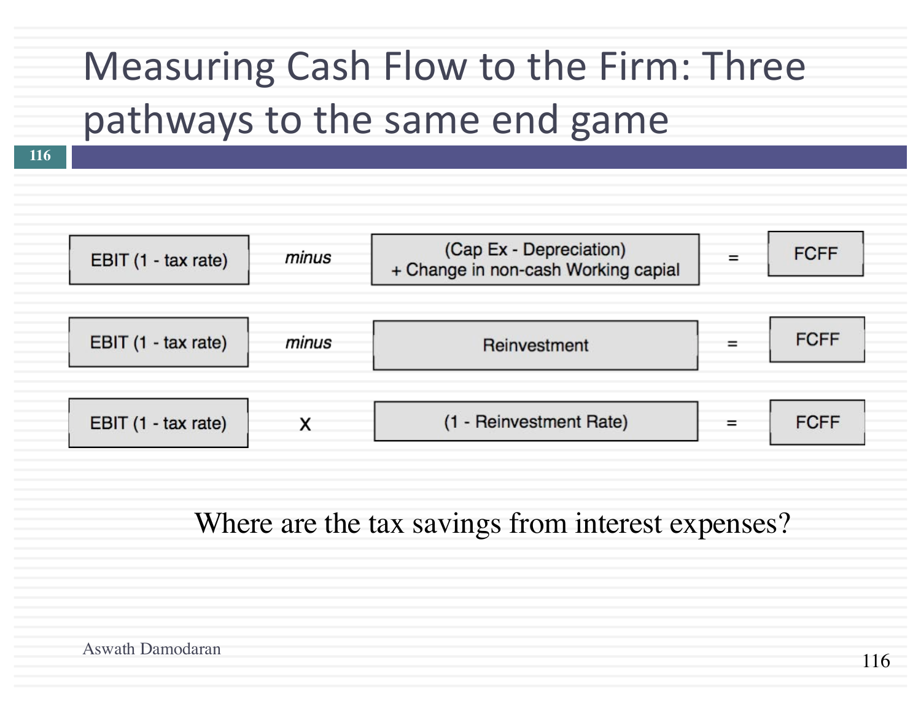# Measuring Cash Flow to the Firm: Three pathways to the same end game

| EBIT (1 - tax rate) | *minus* | (Cap Ex - Depreciation) + Change in non-cash Working capial | = | FCFF |
|---|---|---|---|---|
| EBIT (1 - tax rate) | *minus* | Reinvestment | = | FCFF |
| EBIT (1 - tax rate) | X | (1 - Reinvestment Rate) | = | FCFF |

Where are the tax savings from interest expenses?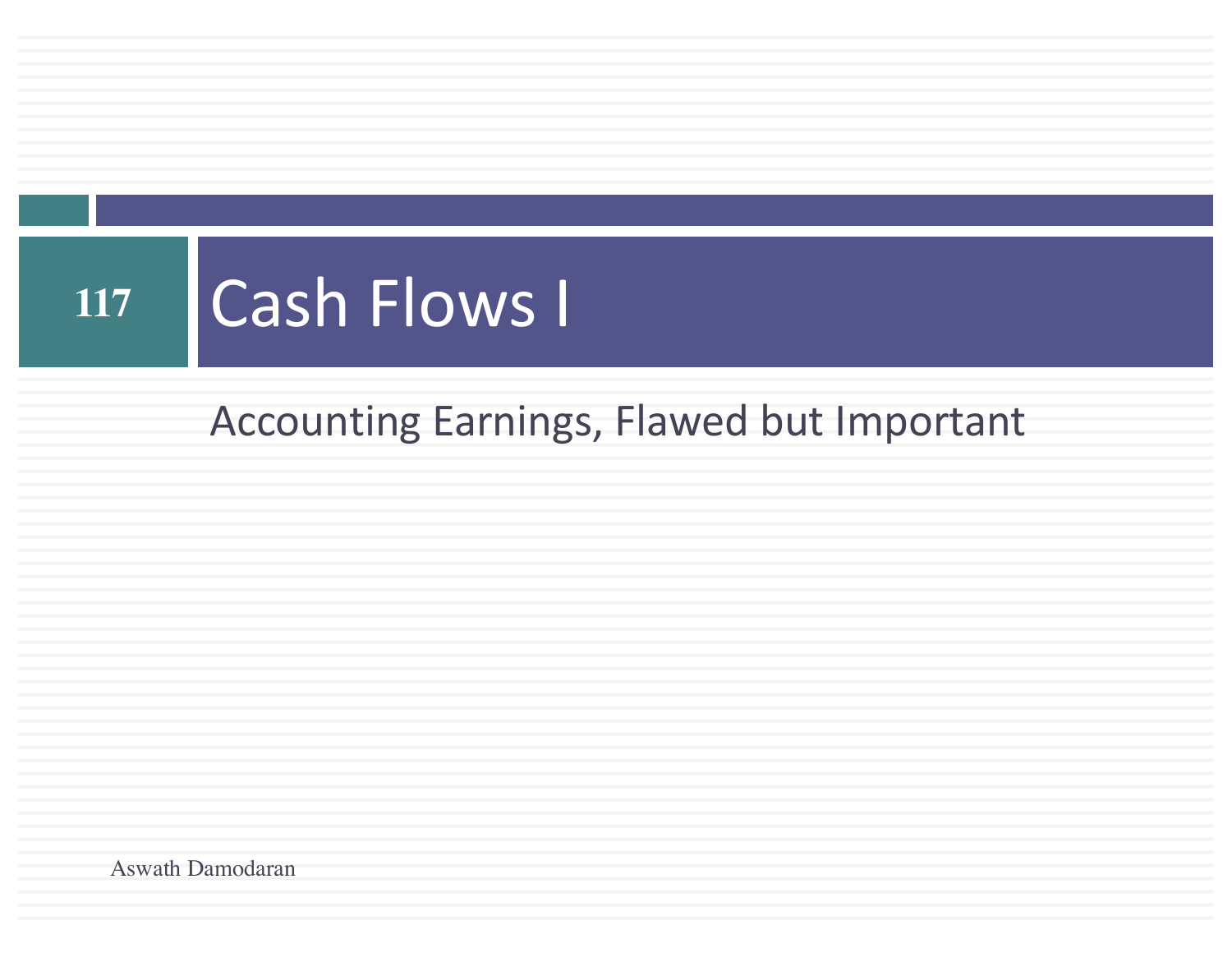# Cash Flows I

Accounting Earnings, Flawed but Important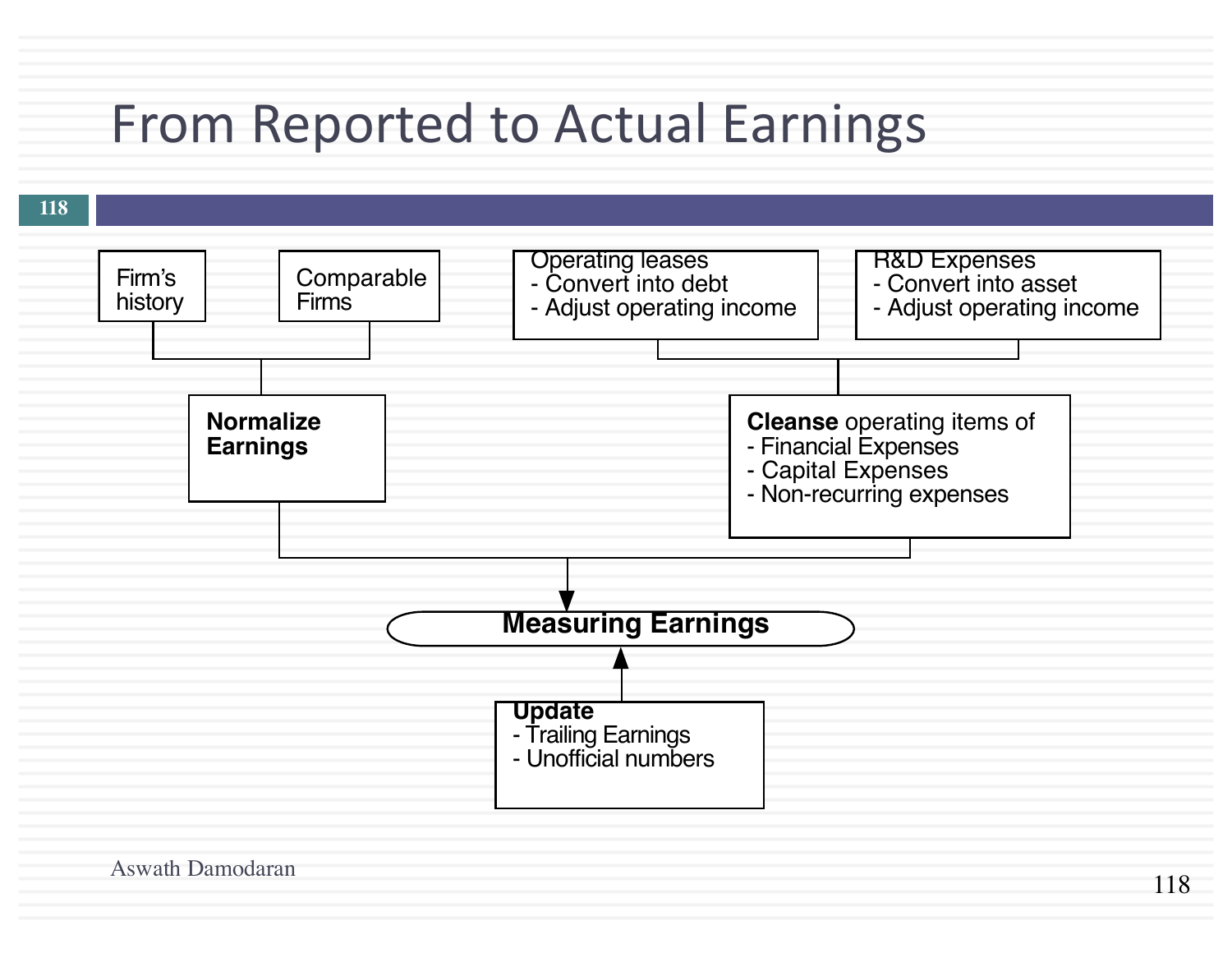# From Reported to Actual Earnings

Firm's history

Comparable Firms

Operating leases
- Convert into debt
- Adjust operating income

R&D Expenses
- Convert into asset
- Adjust operating income

**Normalize Earnings**

**Cleanse** operating items of
- Financial Expenses
- Capital Expenses
- Non-recurring expenses

**Measuring Earnings**

**Update**
- Trailing Earnings
- Unofficial numbers

Aswath Damodaran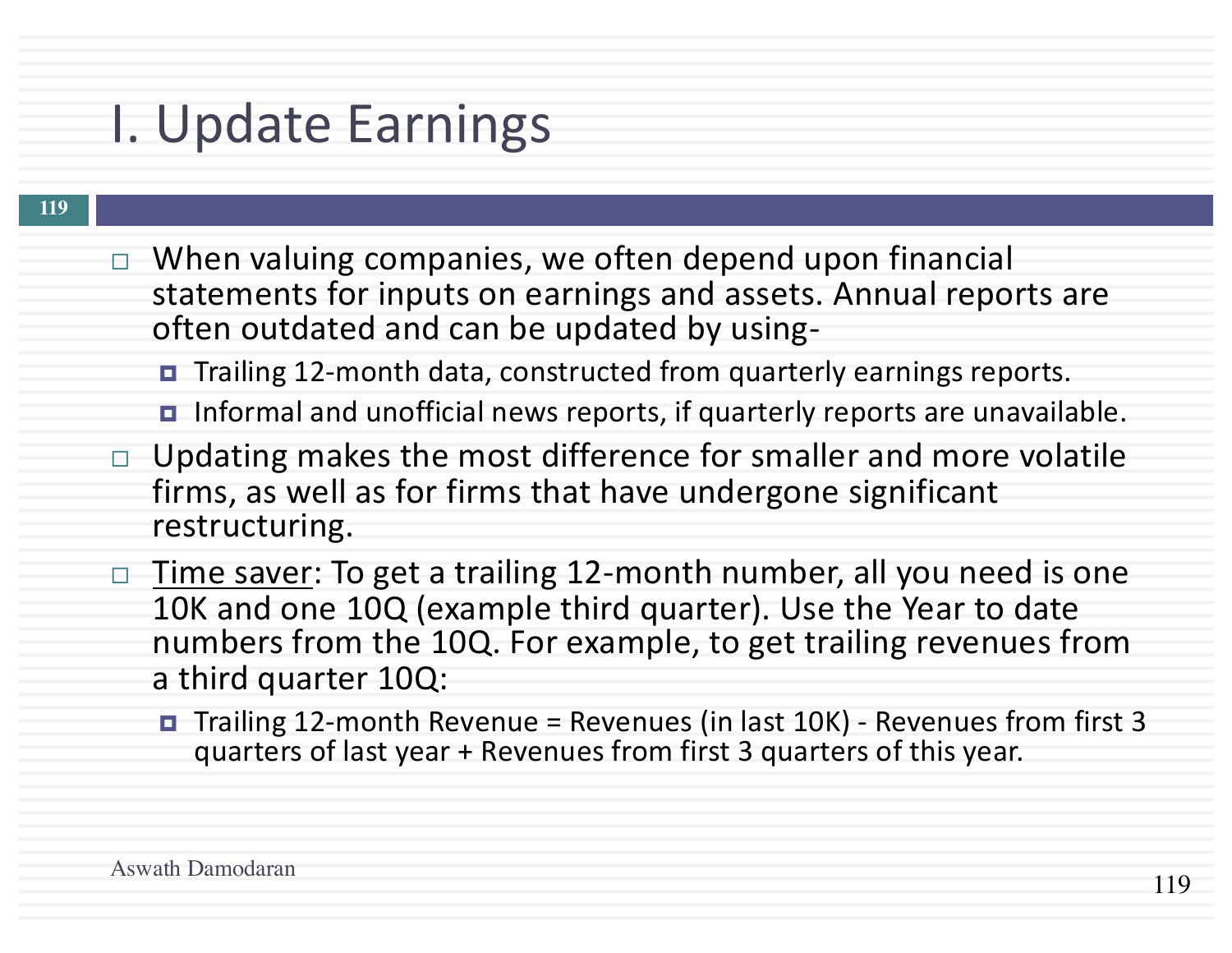# I. Update Earnings

- When valuing companies, we often depend upon financial statements for inputs on earnings and assets. Annual reports are often outdated and can be updated by using-
  - Trailing 12-month data, constructed from quarterly earnings reports.
  - Informal and unofficial news reports, if quarterly reports are unavailable.
- Updating makes the most difference for smaller and more volatile firms, as well as for firms that have undergone significant restructuring.
- <u>Time saver</u>: To get a trailing 12-month number, all you need is one 10K and one 10Q (example third quarter). Use the Year to date numbers from the 10Q. For example, to get trailing revenues from a third quarter 10Q:
  - Trailing 12-month Revenue = Revenues (in last 10K) - Revenues from first 3 quarters of last year + Revenues from first 3 quarters of this year.

Aswath Damodaran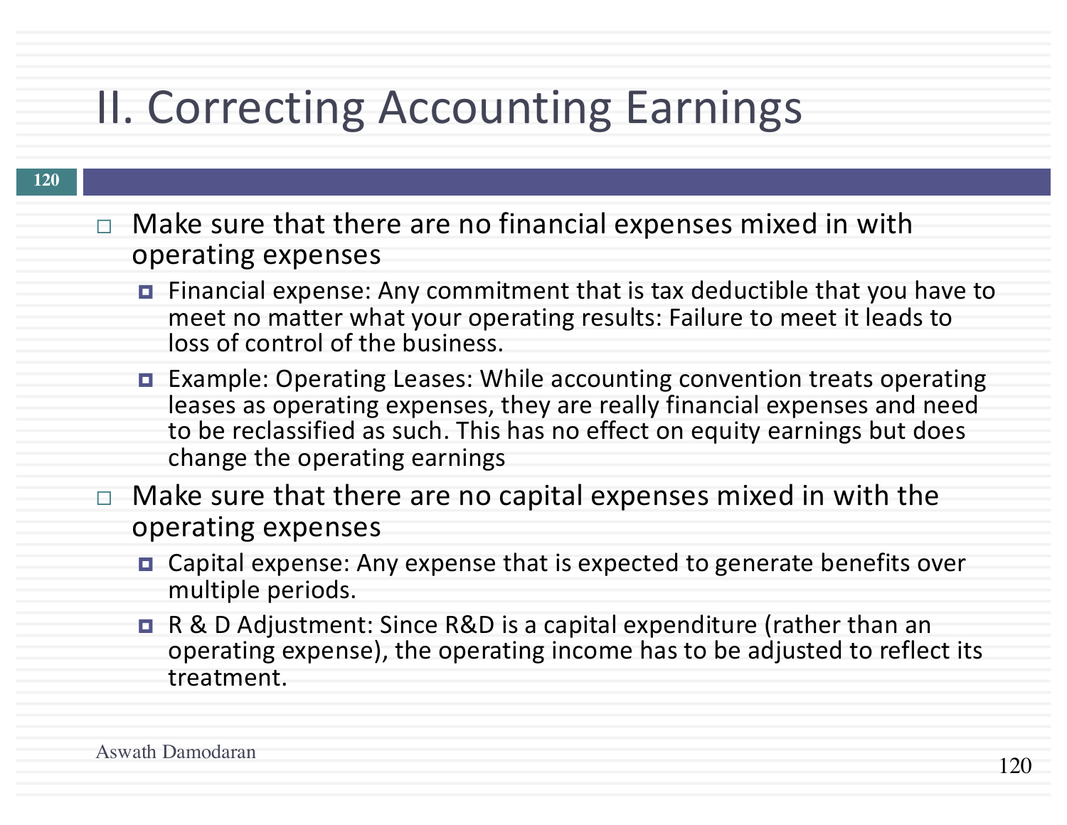# II. Correcting Accounting Earnings

- Make sure that there are no financial expenses mixed in with operating expenses
  - Financial expense: Any commitment that is tax deductible that you have to meet no matter what your operating results: Failure to meet it leads to loss of control of the business.
  - Example: Operating Leases: While accounting convention treats operating leases as operating expenses, they are really financial expenses and need to be reclassified as such. This has no effect on equity earnings but does change the operating earnings
- Make sure that there are no capital expenses mixed in with the operating expenses
  - Capital expense: Any expense that is expected to generate benefits over multiple periods.
  - R & D Adjustment: Since R&D is a capital expenditure (rather than an operating expense), the operating income has to be adjusted to reflect its treatment.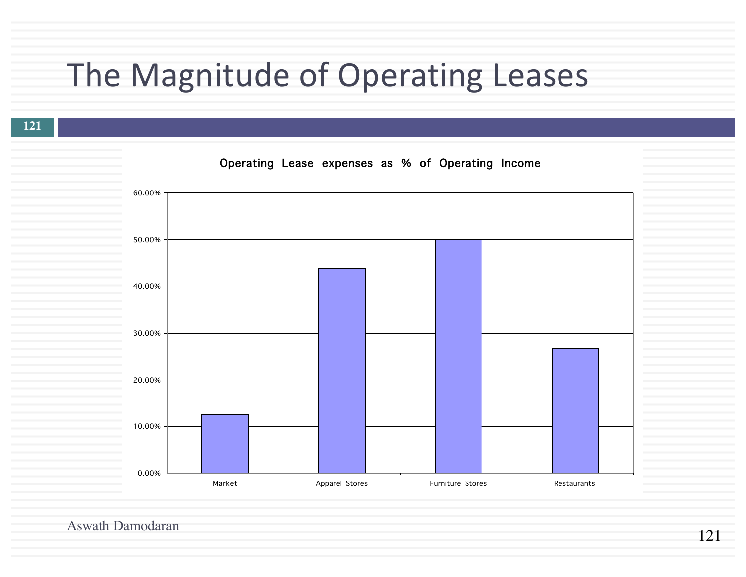# The Magnitude of Operating Leases

**Operating Lease expenses as % of Operating Income**

| | Operating Lease expenses as % of Operating Income |
|---|---|
| Market | ~12.5% |
| Apparel Stores | ~43.8% |
| Furniture Stores | ~50% |
| Restaurants | ~26.7% |

Aswath Damodaran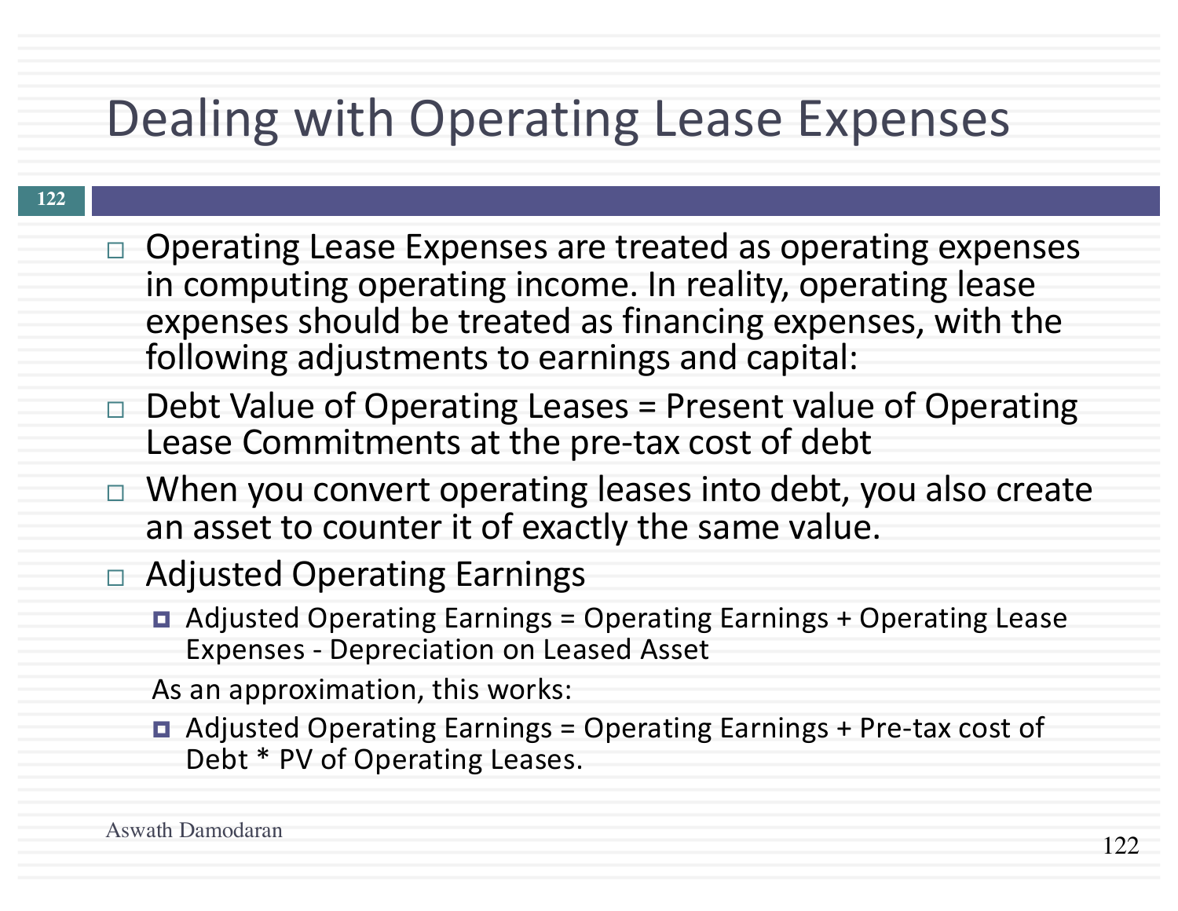# Dealing with Operating Lease Expenses

- Operating Lease Expenses are treated as operating expenses in computing operating income. In reality, operating lease expenses should be treated as financing expenses, with the following adjustments to earnings and capital:
- Debt Value of Operating Leases = Present value of Operating Lease Commitments at the pre-tax cost of debt
- When you convert operating leases into debt, you also create an asset to counter it of exactly the same value.
- Adjusted Operating Earnings
  - Adjusted Operating Earnings = Operating Earnings + Operating Lease Expenses - Depreciation on Leased Asset

  As an approximation, this works:

  - Adjusted Operating Earnings = Operating Earnings + Pre-tax cost of Debt * PV of Operating Leases.

Aswath Damodaran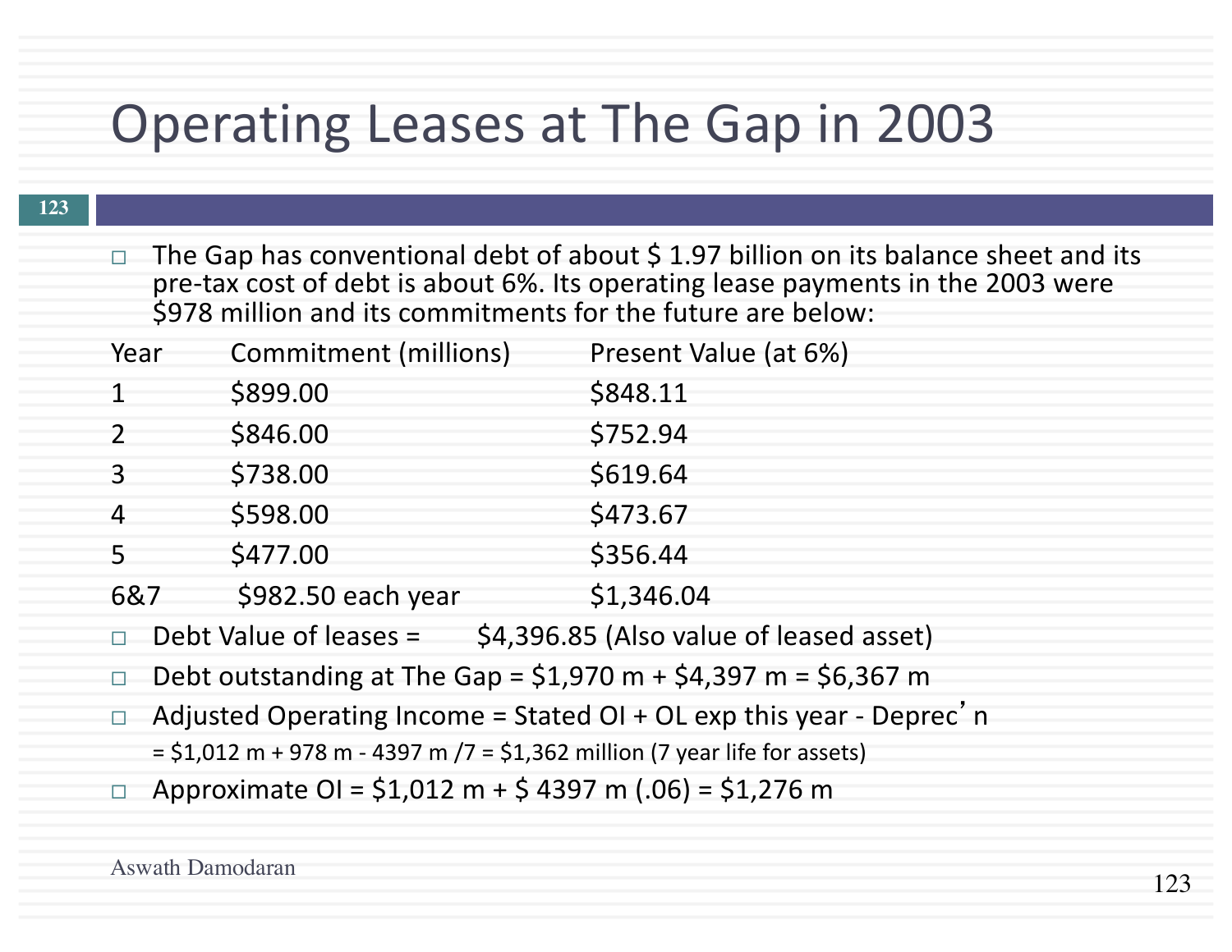# Operating Leases at The Gap in 2003

- The Gap has conventional debt of about $ 1.97 billion on its balance sheet and its pre-tax cost of debt is about 6%. Its operating lease payments in the 2003 were $978 million and its commitments for the future are below:

| Year | Commitment (millions) | Present Value (at 6%) |
|---|---|---|
| 1 | $899.00 | $848.11 |
| 2 | $846.00 | $752.94 |
| 3 | $738.00 | $619.64 |
| 4 | $598.00 | $473.67 |
| 5 | $477.00 | $356.44 |
| 6&7 | $982.50 each year | $1,346.04 |

- Debt Value of leases = $4,396.85 (Also value of leased asset)
- Debt outstanding at The Gap = $1,970 m + $4,397 m = $6,367 m
- Adjusted Operating Income = Stated OI + OL exp this year - Deprec'n
  = $1,012 m + 978 m - 4397 m /7 = $1,362 million (7 year life for assets)
- Approximate OI = $1,012 m + $ 4397 m (.06) = $1,276 m

Aswath Damodaran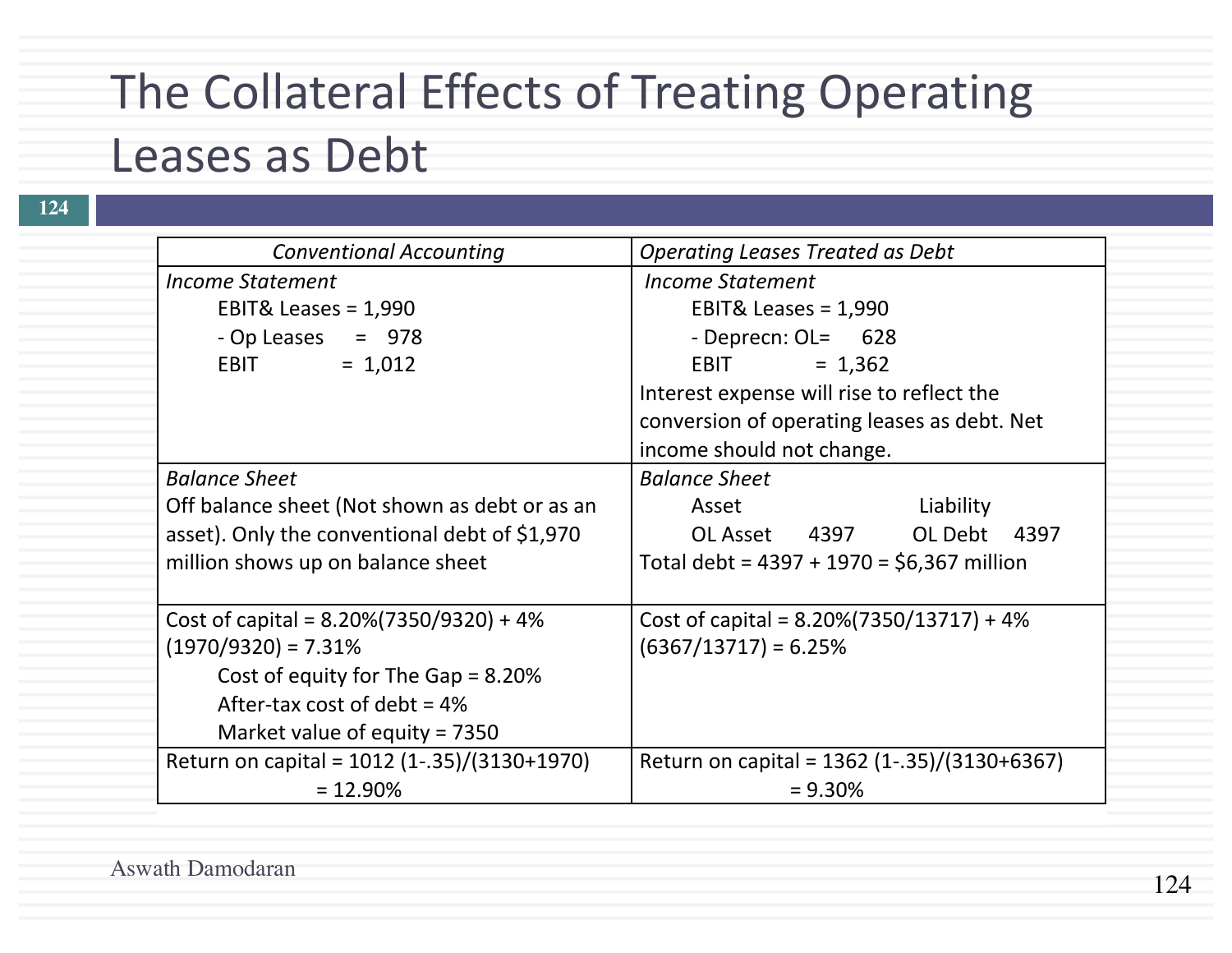# The Collateral Effects of Treating Operating Leases as Debt

| *Conventional Accounting* | *Operating Leases Treated as Debt* |
|---|---|
| *Income Statement*<br>EBIT& Leases = 1,990<br>- Op Leases = 978<br>EBIT = 1,012 | *Income Statement*<br>EBIT& Leases = 1,990<br>- Deprecn: OL= 628<br>EBIT = 1,362<br>Interest expense will rise to reflect the conversion of operating leases as debt. Net income should not change. |
| *Balance Sheet*<br>Off balance sheet (Not shown as debt or as an asset). Only the conventional debt of $1,970 million shows up on balance sheet | *Balance Sheet*<br>Asset Liability<br>OL Asset 4397 OL Debt 4397<br>Total debt = 4397 + 1970 = $6,367 million |
| Cost of capital = 8.20%(7350/9320) + 4% (1970/9320) = 7.31%<br>Cost of equity for The Gap = 8.20%<br>After-tax cost of debt = 4%<br>Market value of equity = 7350 | Cost of capital = 8.20%(7350/13717) + 4% (6367/13717) = 6.25% |
| Return on capital = 1012 (1-.35)/(3130+1970) = 12.90% | Return on capital = 1362 (1-.35)/(3130+6367) = 9.30% |

Aswath Damodaran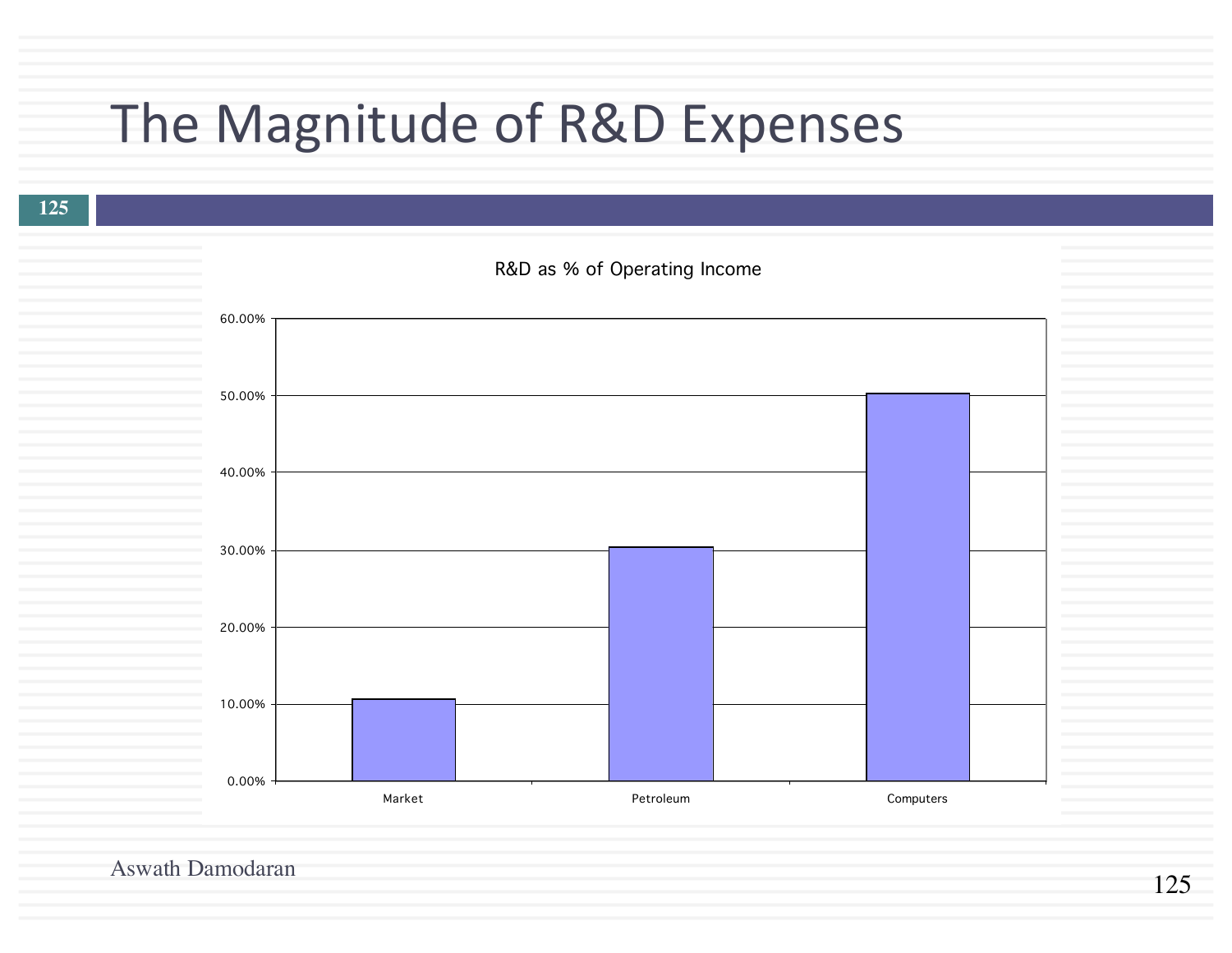# The Magnitude of R&D Expenses

R&D as % of Operating Income

60.00%
50.00%
40.00%
30.00%
20.00%
10.00%
0.00%

Market Petroleum Computers

Aswath Damodaran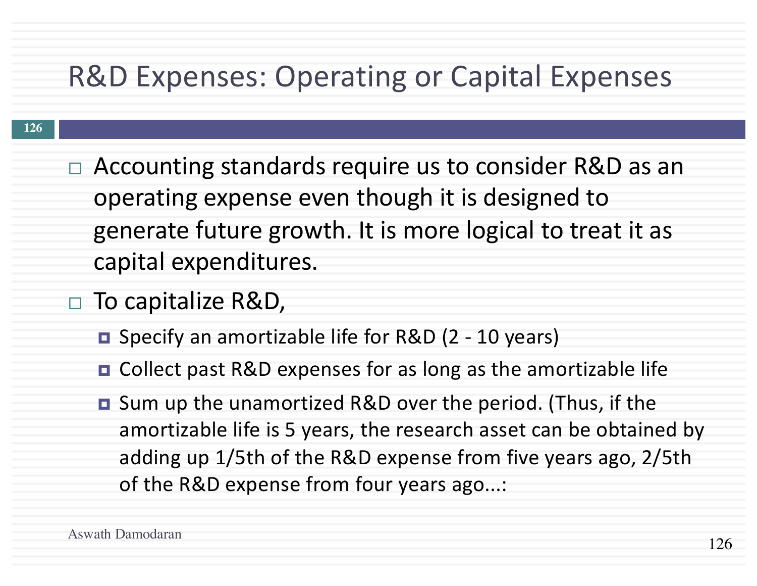# R&D Expenses: Operating or Capital Expenses

- Accounting standards require us to consider R&D as an operating expense even though it is designed to generate future growth. It is more logical to treat it as capital expenditures.
- To capitalize R&D,
  - Specify an amortizable life for R&D (2 - 10 years)
  - Collect past R&D expenses for as long as the amortizable life
  - Sum up the unamortized R&D over the period. (Thus, if the amortizable life is 5 years, the research asset can be obtained by adding up 1/5th of the R&D expense from five years ago, 2/5th of the R&D expense from four years ago...:

Aswath Damodaran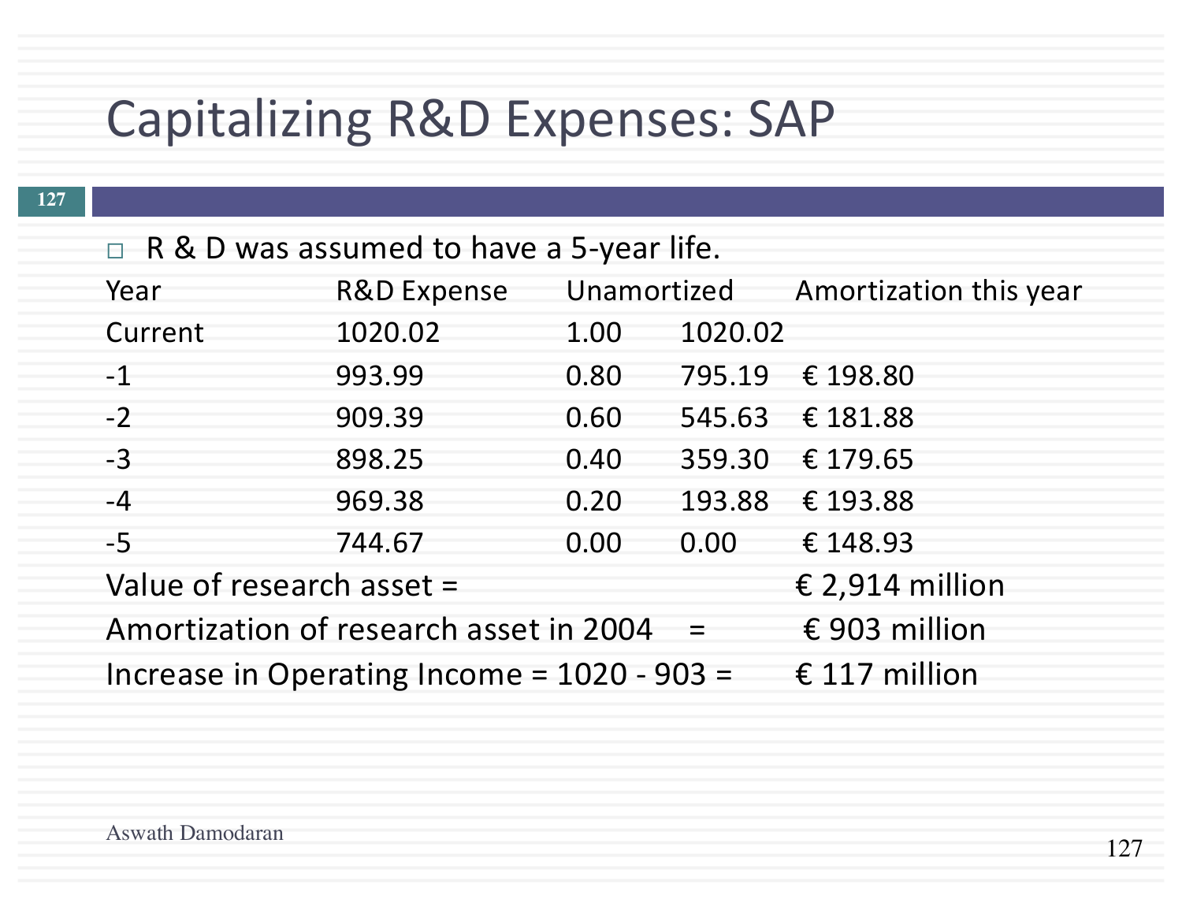# Capitalizing R&D Expenses: SAP

- R & D was assumed to have a 5-year life.

| Year | R&D Expense | Unamortized | | Amortization this year |
|---|---|---|---|---|
| Current | 1020.02 | 1.00 | 1020.02 | |
| -1 | 993.99 | 0.80 | 795.19 | € 198.80 |
| -2 | 909.39 | 0.60 | 545.63 | € 181.88 |
| -3 | 898.25 | 0.40 | 359.30 | € 179.65 |
| -4 | 969.38 | 0.20 | 193.88 | € 193.88 |
| -5 | 744.67 | 0.00 | 0.00 | € 148.93 |

Value of research asset = € 2,914 million

Amortization of research asset in 2004 = € 903 million

Increase in Operating Income = 1020 - 903 = € 117 million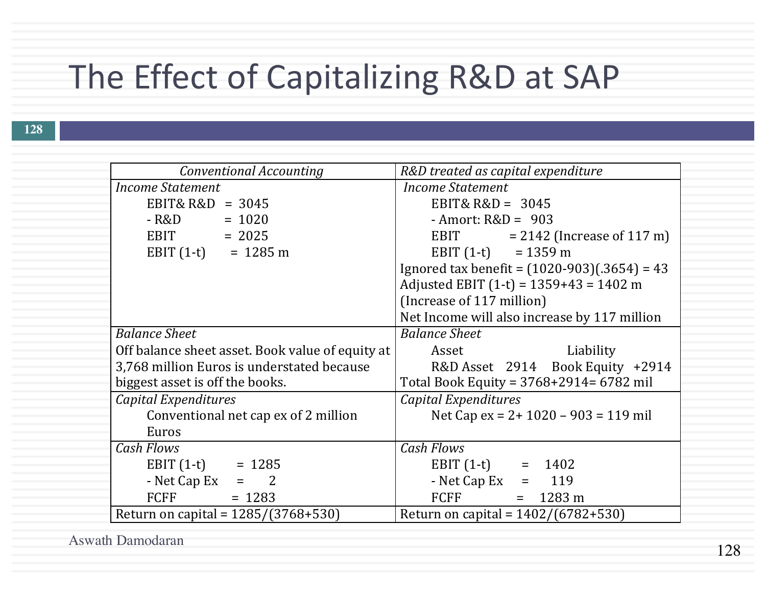# The Effect of Capitalizing R&D at SAP

| *Conventional Accounting* | *R&D treated as capital expenditure* |
|---|---|
| *Income Statement*<br>EBIT& R&D = 3045<br>- R&D = 1020<br>EBIT = 2025<br>EBIT (1-t) = 1285 m | *Income Statement*<br>EBIT& R&D = 3045<br>- Amort: R&D = 903<br>EBIT = 2142 (Increase of 117 m)<br>EBIT (1-t) = 1359 m<br>Ignored tax benefit = (1020-903)(.3654) = 43<br>Adjusted EBIT (1-t) = 1359+43 = 1402 m<br>(Increase of 117 million)<br>Net Income will also increase by 117 million |
| *Balance Sheet*<br>Off balance sheet asset. Book value of equity at 3,768 million Euros is understated because biggest asset is off the books. | *Balance Sheet*<br>Asset / Liability<br>R&D Asset 2914 / Book Equity +2914<br>Total Book Equity = 3768+2914= 6782 mil |
| *Capital Expenditures*<br>Conventional net cap ex of 2 million Euros | *Capital Expenditures*<br>Net Cap ex = 2+ 1020 – 903 = 119 mil |
| *Cash Flows*<br>EBIT (1-t) = 1285<br>- Net Cap Ex = 2<br>FCFF = 1283 | *Cash Flows*<br>EBIT (1-t) = 1402<br>- Net Cap Ex = 119<br>FCFF = 1283 m |
| Return on capital = 1285/(3768+530) | Return on capital = 1402/(6782+530) |

Aswath Damodaran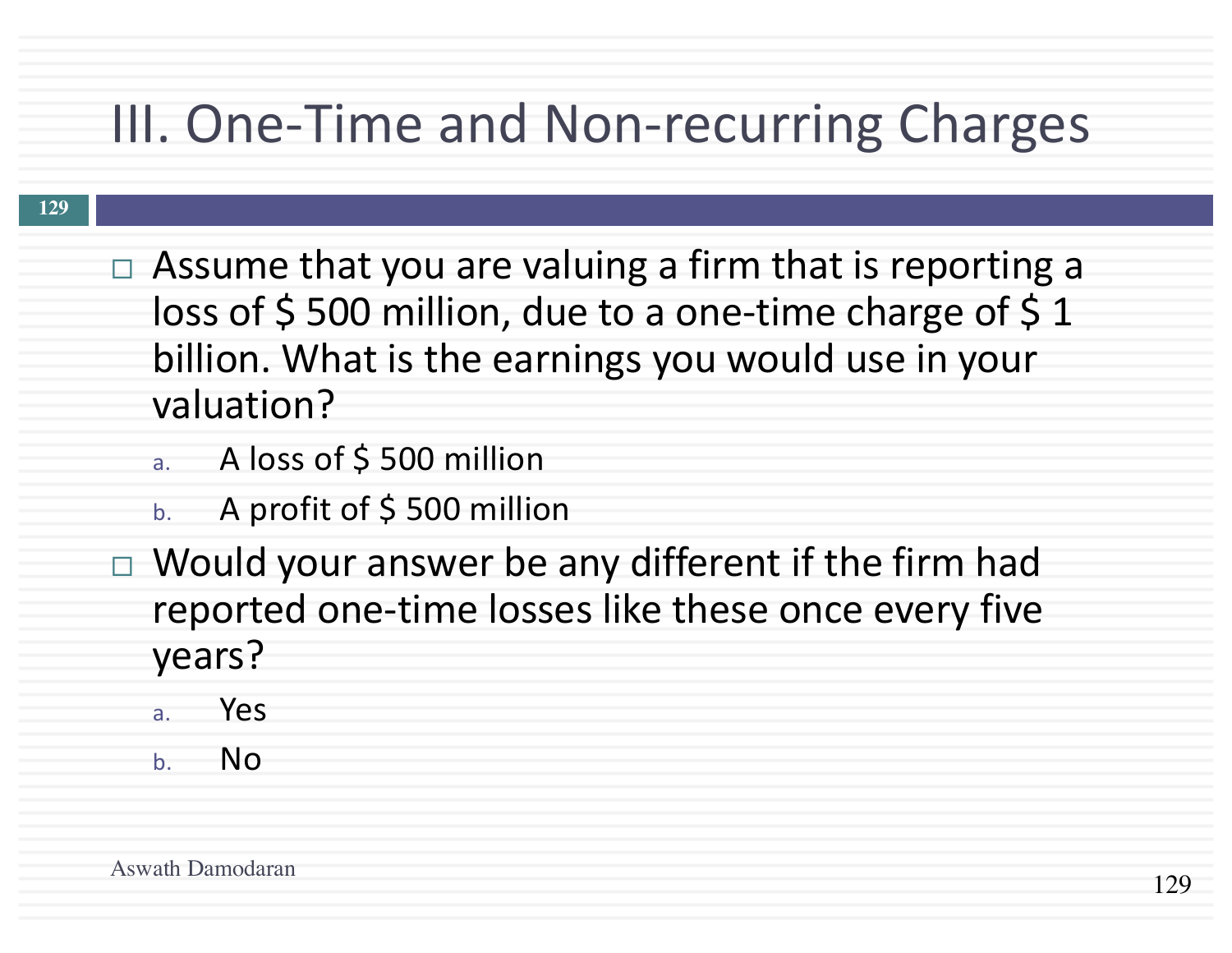# III. One-Time and Non-recurring Charges

- Assume that you are valuing a firm that is reporting a loss of $ 500 million, due to a one-time charge of $ 1 billion. What is the earnings you would use in your valuation?
  a. A loss of $ 500 million
  b. A profit of $ 500 million
- Would your answer be any different if the firm had reported one-time losses like these once every five years?
  a. Yes
  b. No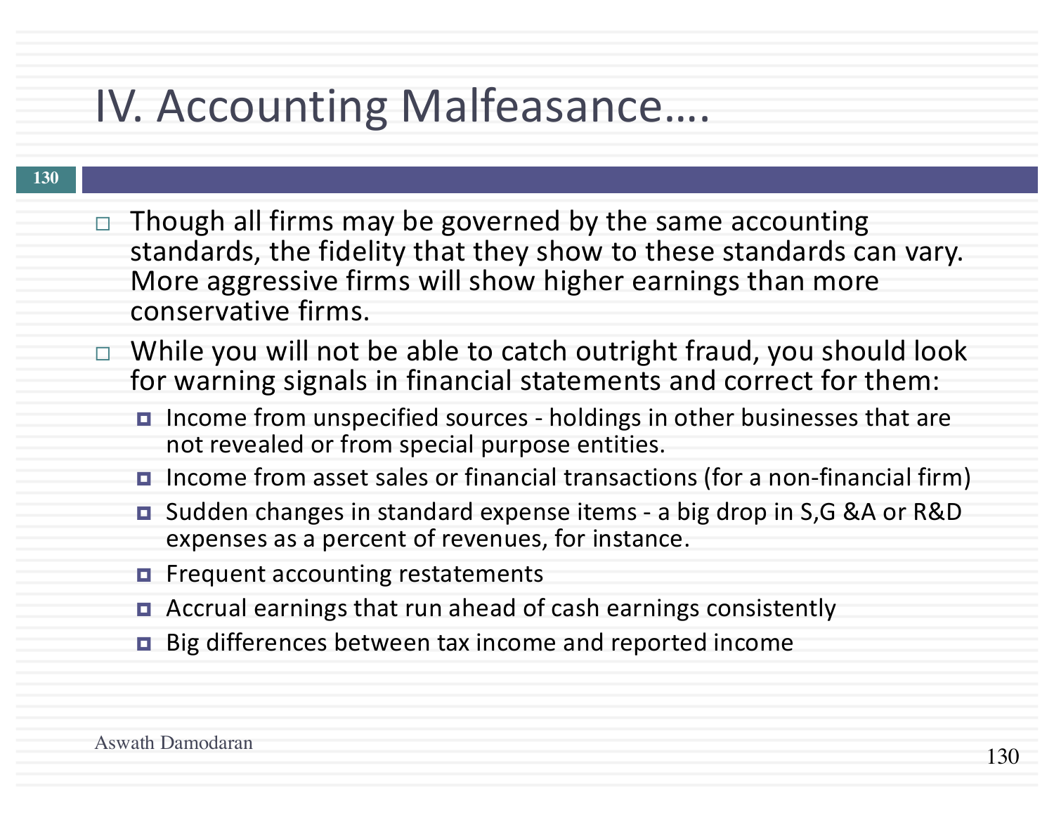# IV. Accounting Malfeasance….

- Though all firms may be governed by the same accounting standards, the fidelity that they show to these standards can vary. More aggressive firms will show higher earnings than more conservative firms.
- While you will not be able to catch outright fraud, you should look for warning signals in financial statements and correct for them:
  - Income from unspecified sources - holdings in other businesses that are not revealed or from special purpose entities.
  - Income from asset sales or financial transactions (for a non-financial firm)
  - Sudden changes in standard expense items - a big drop in S,G &A or R&D expenses as a percent of revenues, for instance.
  - Frequent accounting restatements
  - Accrual earnings that run ahead of cash earnings consistently
  - Big differences between tax income and reported income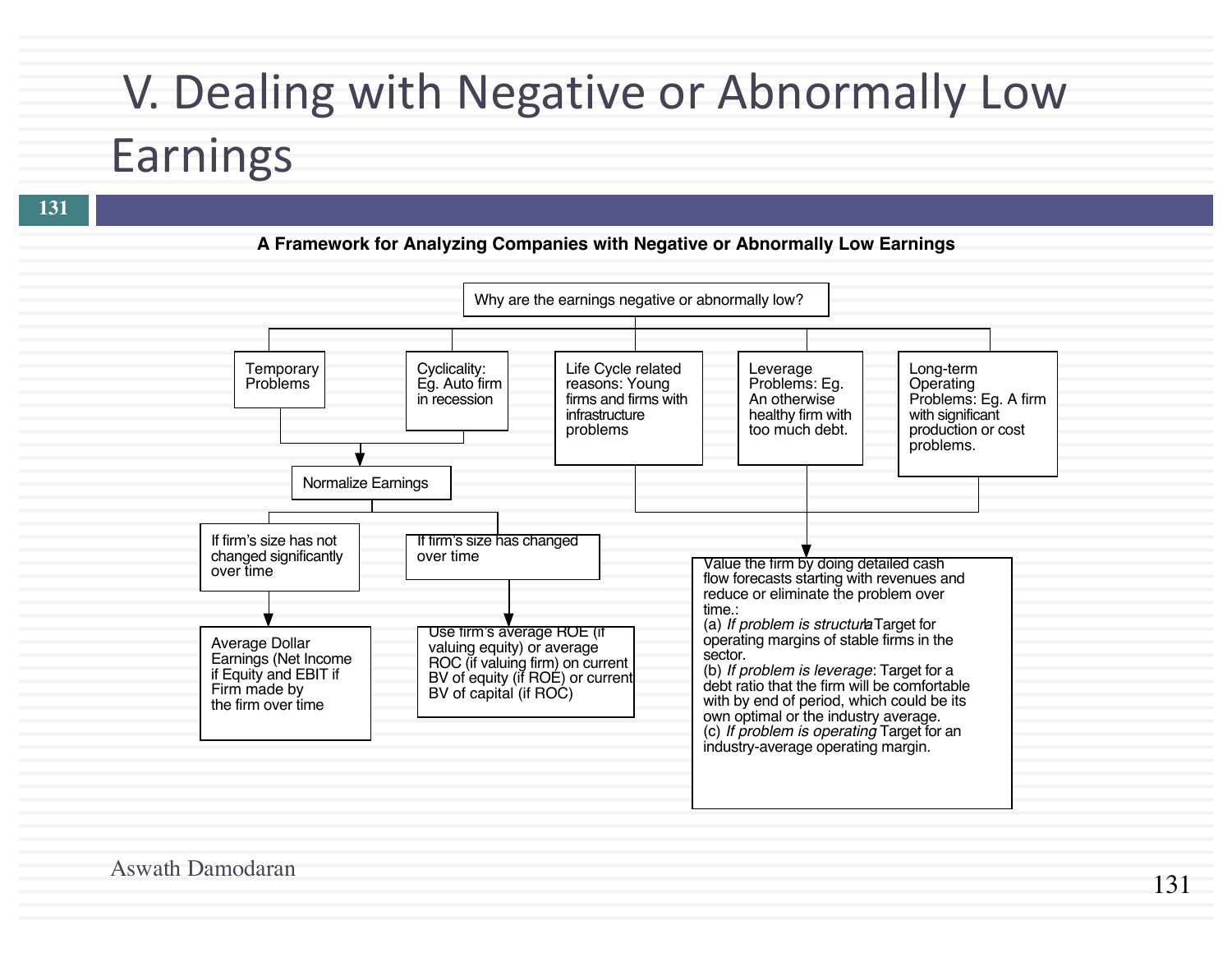# V. Dealing with Negative or Abnormally Low Earnings

**A Framework for Analyzing Companies with Negative or Abnormally Low Earnings**

Why are the earnings negative or abnormally low?

- Temporary Problems
- Cyclicality: Eg. Auto firm in recession
- Life Cycle related reasons: Young firms and firms with infrastructure problems
- Leverage Problems: Eg. An otherwise healthy firm with too much debt.
- Long-term Operating Problems: Eg. A firm with significant production or cost problems.

**Temporary Problems / Cyclicality →** Normalize Earnings

- If firm's size has not changed significantly over time → Average Dollar Earnings (Net Income if Equity and EBIT if Firm made by the firm over time
- If firm's size has changed over time → Use firm's average ROE (if valuing equity) or average ROC (if valuing firm) on current BV of equity (if ROE) or current BV of capital (if ROC)

**Life Cycle related reasons / Leverage Problems / Long-term Operating Problems →** Value the firm by doing detailed cash flow forecasts starting with revenues and reduce or eliminate the problem over time.:

(a) *If problem is structural*: Target for operating margins of stable firms in the sector.
(b) *If problem is leverage*: Target for a debt ratio that the firm will be comfortable with by end of period, which could be its own optimal or the industry average.
(c) *If problem is operating*: Target for an industry-average operating margin.

Aswath Damodaran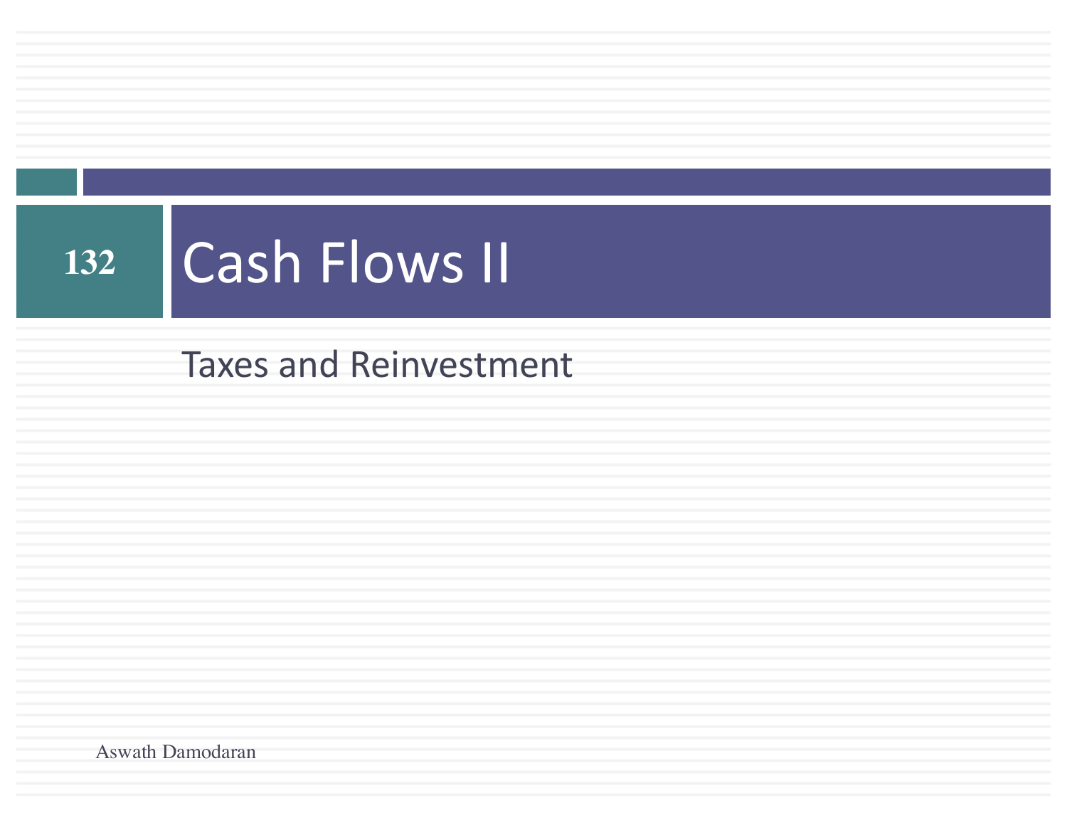# Cash Flows II

Taxes and Reinvestment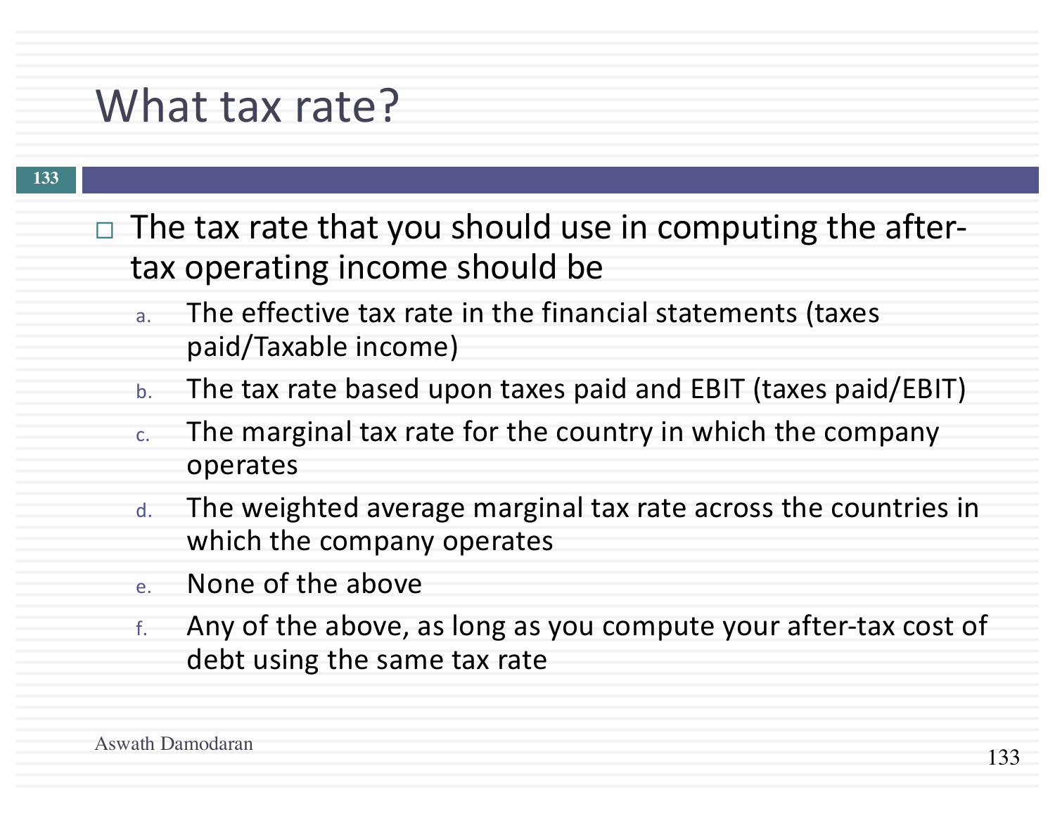# What tax rate?

- The tax rate that you should use in computing the after-tax operating income should be
  a. The effective tax rate in the financial statements (taxes paid/Taxable income)
  b. The tax rate based upon taxes paid and EBIT (taxes paid/EBIT)
  c. The marginal tax rate for the country in which the company operates
  d. The weighted average marginal tax rate across the countries in which the company operates
  e. None of the above
  f. Any of the above, as long as you compute your after-tax cost of debt using the same tax rate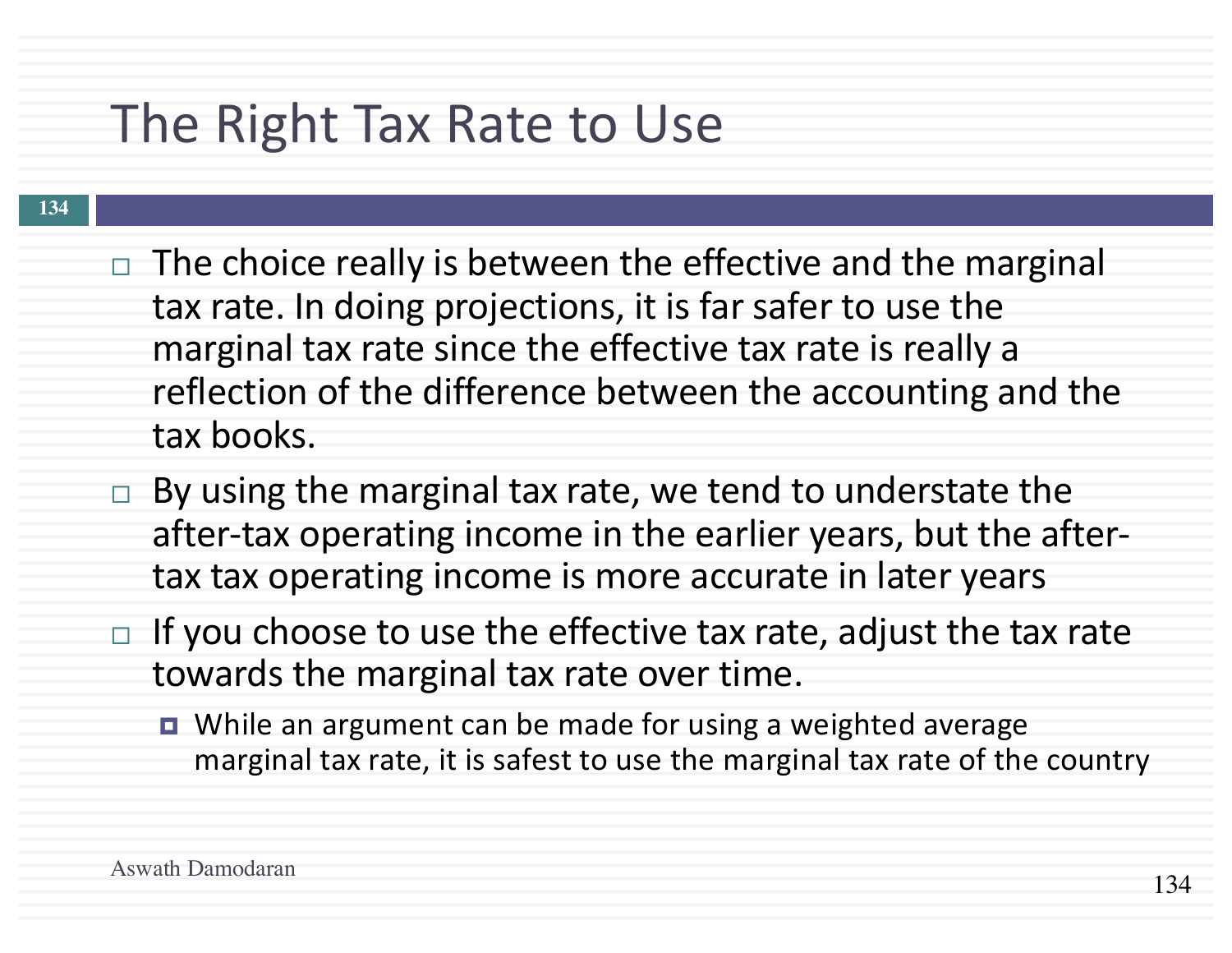# The Right Tax Rate to Use

- The choice really is between the effective and the marginal tax rate. In doing projections, it is far safer to use the marginal tax rate since the effective tax rate is really a reflection of the difference between the accounting and the tax books.
- By using the marginal tax rate, we tend to understate the after-tax operating income in the earlier years, but the after-tax tax operating income is more accurate in later years
- If you choose to use the effective tax rate, adjust the tax rate towards the marginal tax rate over time.
  - While an argument can be made for using a weighted average marginal tax rate, it is safest to use the marginal tax rate of the country

Aswath Damodaran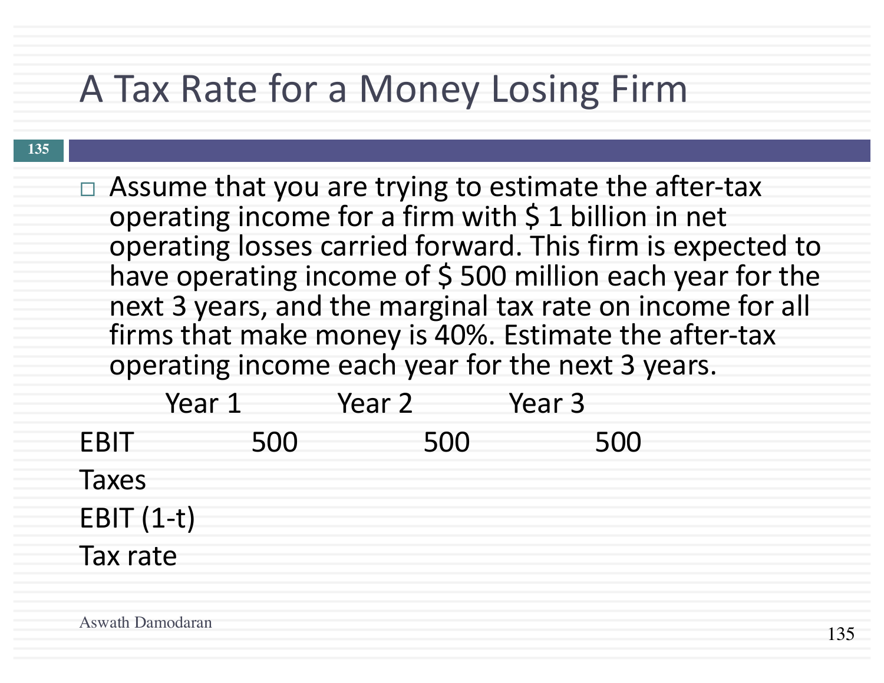# A Tax Rate for a Money Losing Firm

- Assume that you are trying to estimate the after-tax operating income for a firm with $ 1 billion in net operating losses carried forward. This firm is expected to have operating income of $ 500 million each year for the next 3 years, and the marginal tax rate on income for all firms that make money is 40%. Estimate the after-tax operating income each year for the next 3 years.

| | Year 1 | Year 2 | Year 3 |
|---|---|---|---|
| EBIT | 500 | 500 | 500 |
| Taxes | | | |
| EBIT (1-t) | | | |
| Tax rate | | | |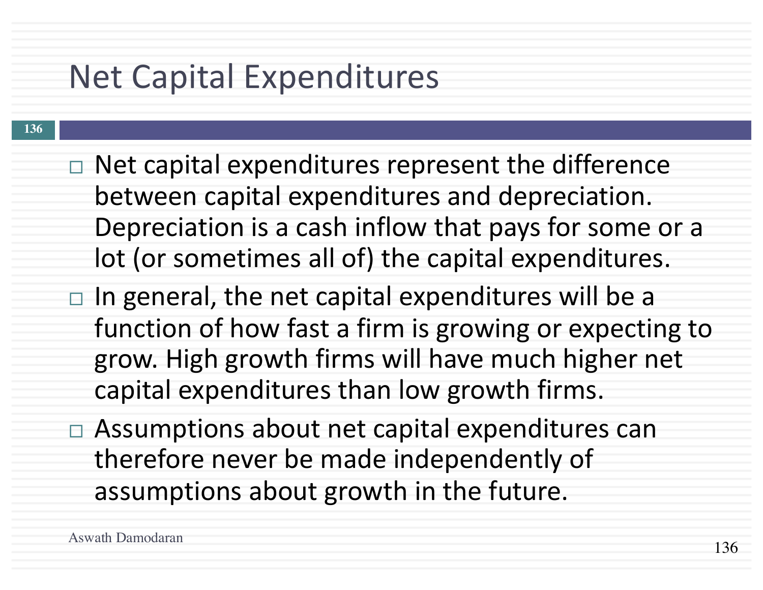# Net Capital Expenditures

- Net capital expenditures represent the difference between capital expenditures and depreciation. Depreciation is a cash inflow that pays for some or a lot (or sometimes all of) the capital expenditures.
- In general, the net capital expenditures will be a function of how fast a firm is growing or expecting to grow. High growth firms will have much higher net capital expenditures than low growth firms.
- Assumptions about net capital expenditures can therefore never be made independently of assumptions about growth in the future.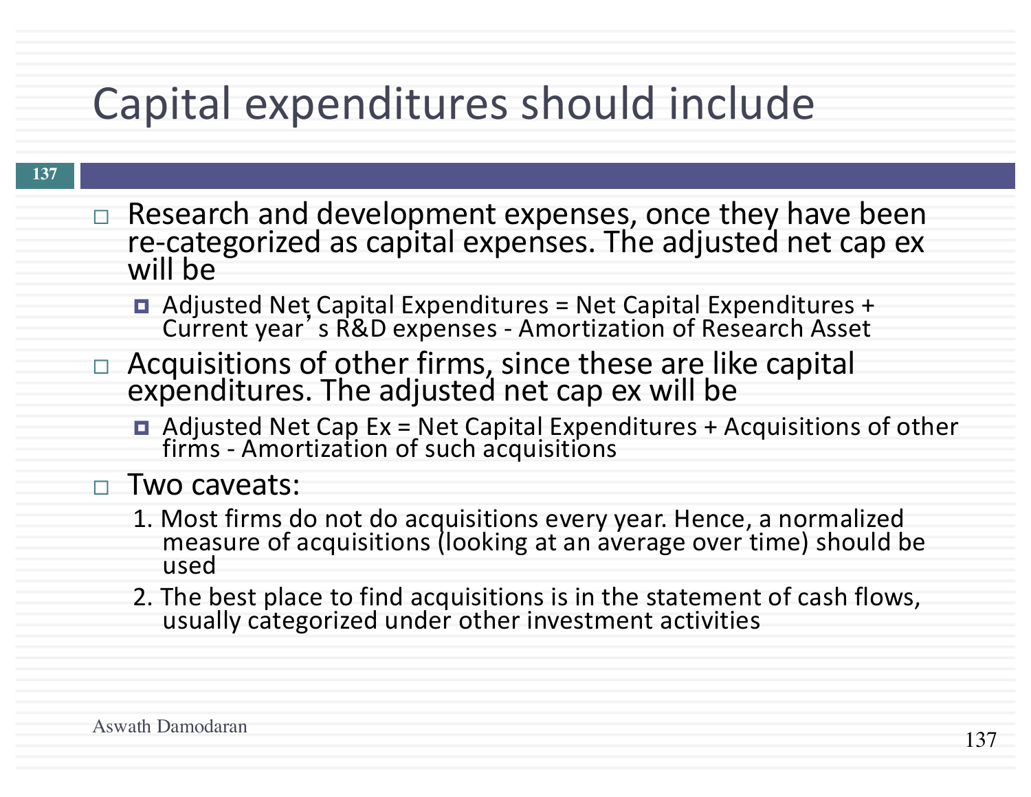# Capital expenditures should include

- Research and development expenses, once they have been re-categorized as capital expenses. The adjusted net cap ex will be
  - Adjusted Net Capital Expenditures = Net Capital Expenditures + Current year's R&D expenses - Amortization of Research Asset
- Acquisitions of other firms, since these are like capital expenditures. The adjusted net cap ex will be
  - Adjusted Net Cap Ex = Net Capital Expenditures + Acquisitions of other firms - Amortization of such acquisitions
- Two caveats:
  1. Most firms do not do acquisitions every year. Hence, a normalized measure of acquisitions (looking at an average over time) should be used
  2. The best place to find acquisitions is in the statement of cash flows, usually categorized under other investment activities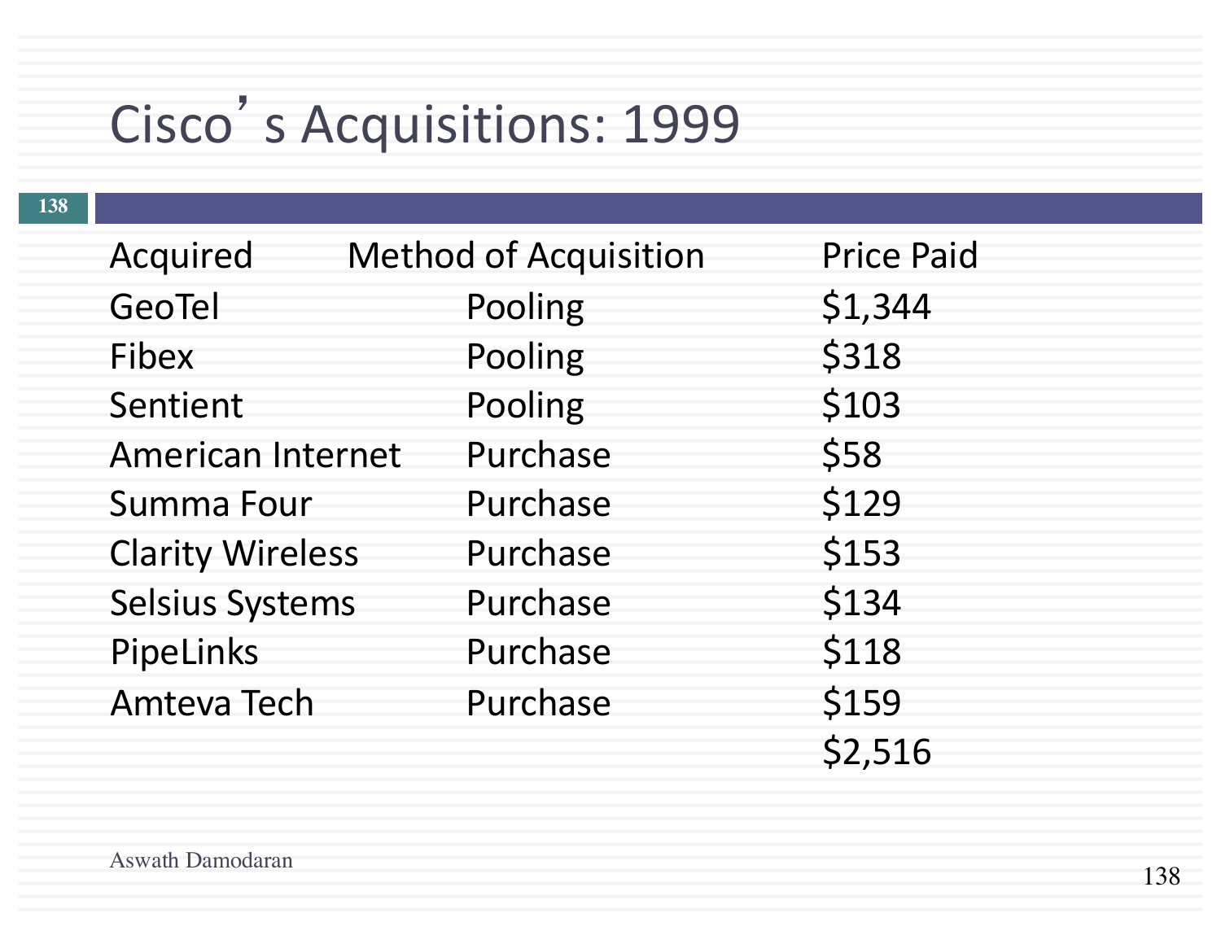# Cisco's Acquisitions: 1999

| Acquired | Method of Acquisition | Price Paid |
|---|---|---|
| GeoTel | Pooling | $1,344 |
| Fibex | Pooling | $318 |
| Sentient | Pooling | $103 |
| American Internet | Purchase | $58 |
| Summa Four | Purchase | $129 |
| Clarity Wireless | Purchase | $153 |
| Selsius Systems | Purchase | $134 |
| PipeLinks | Purchase | $118 |
| Amteva Tech | Purchase | $159 |
| | | $2,516 |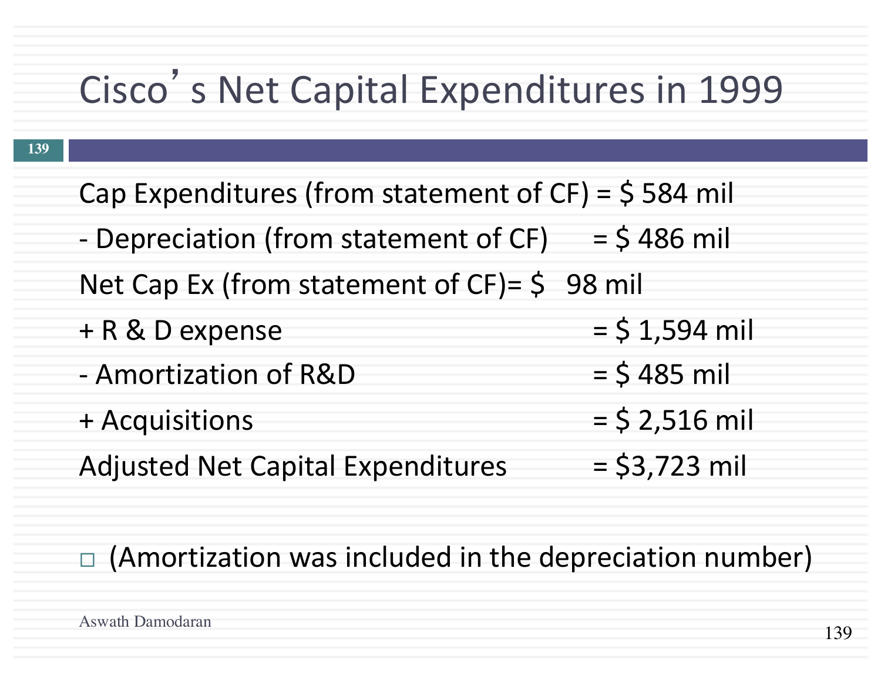# Cisco's Net Capital Expenditures in 1999

| | |
|---|---|
| Cap Expenditures (from statement of CF) | = $ 584 mil |
| - Depreciation (from statement of CF) | = $ 486 mil |
| Net Cap Ex (from statement of CF) | = $ 98 mil |
| + R & D expense | = $ 1,594 mil |
| - Amortization of R&D | = $ 485 mil |
| + Acquisitions | = $ 2,516 mil |
| Adjusted Net Capital Expenditures | = $3,723 mil |

- (Amortization was included in the depreciation number)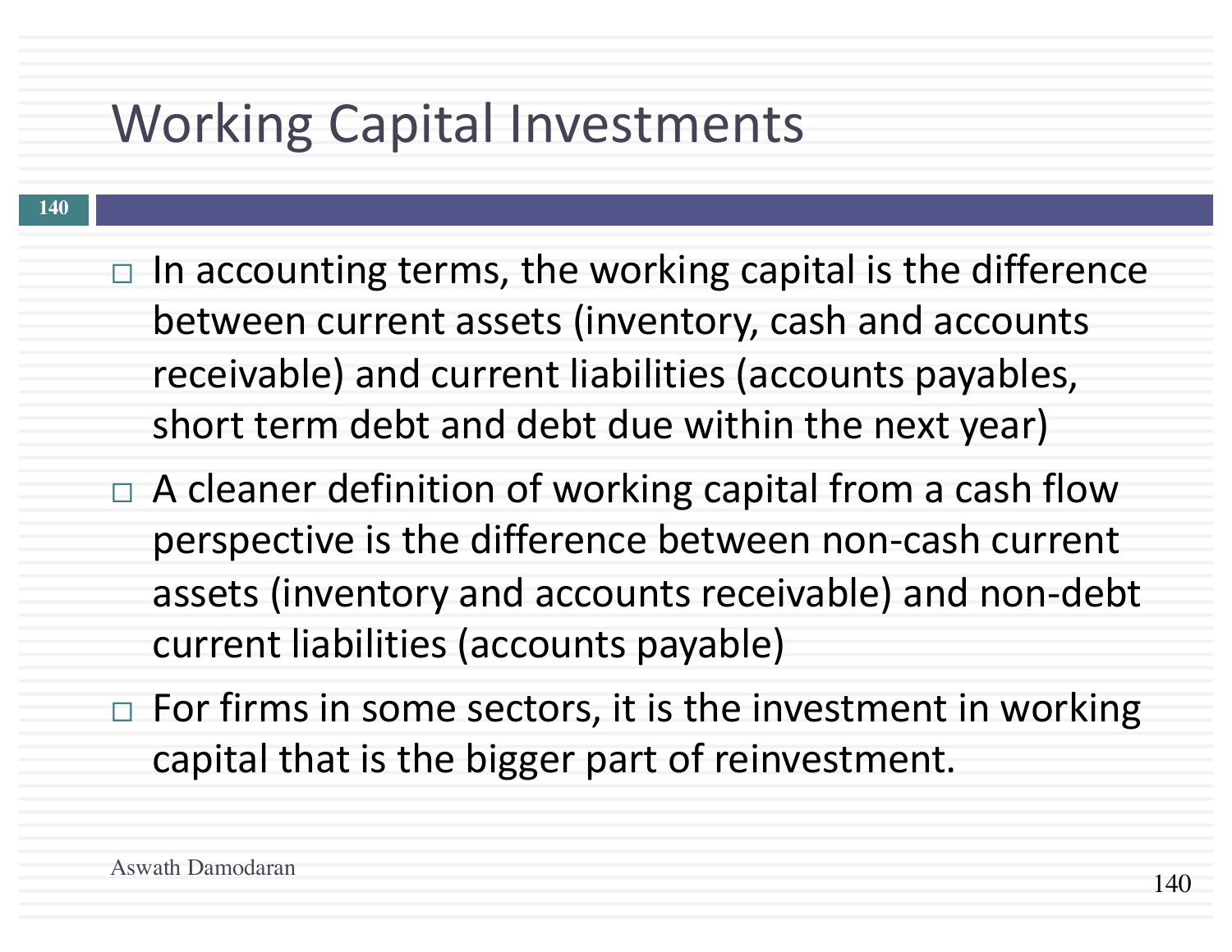# Working Capital Investments

- In accounting terms, the working capital is the difference between current assets (inventory, cash and accounts receivable) and current liabilities (accounts payables, short term debt and debt due within the next year)
- A cleaner definition of working capital from a cash flow perspective is the difference between non-cash current assets (inventory and accounts receivable) and non-debt current liabilities (accounts payable)
- For firms in some sectors, it is the investment in working capital that is the bigger part of reinvestment.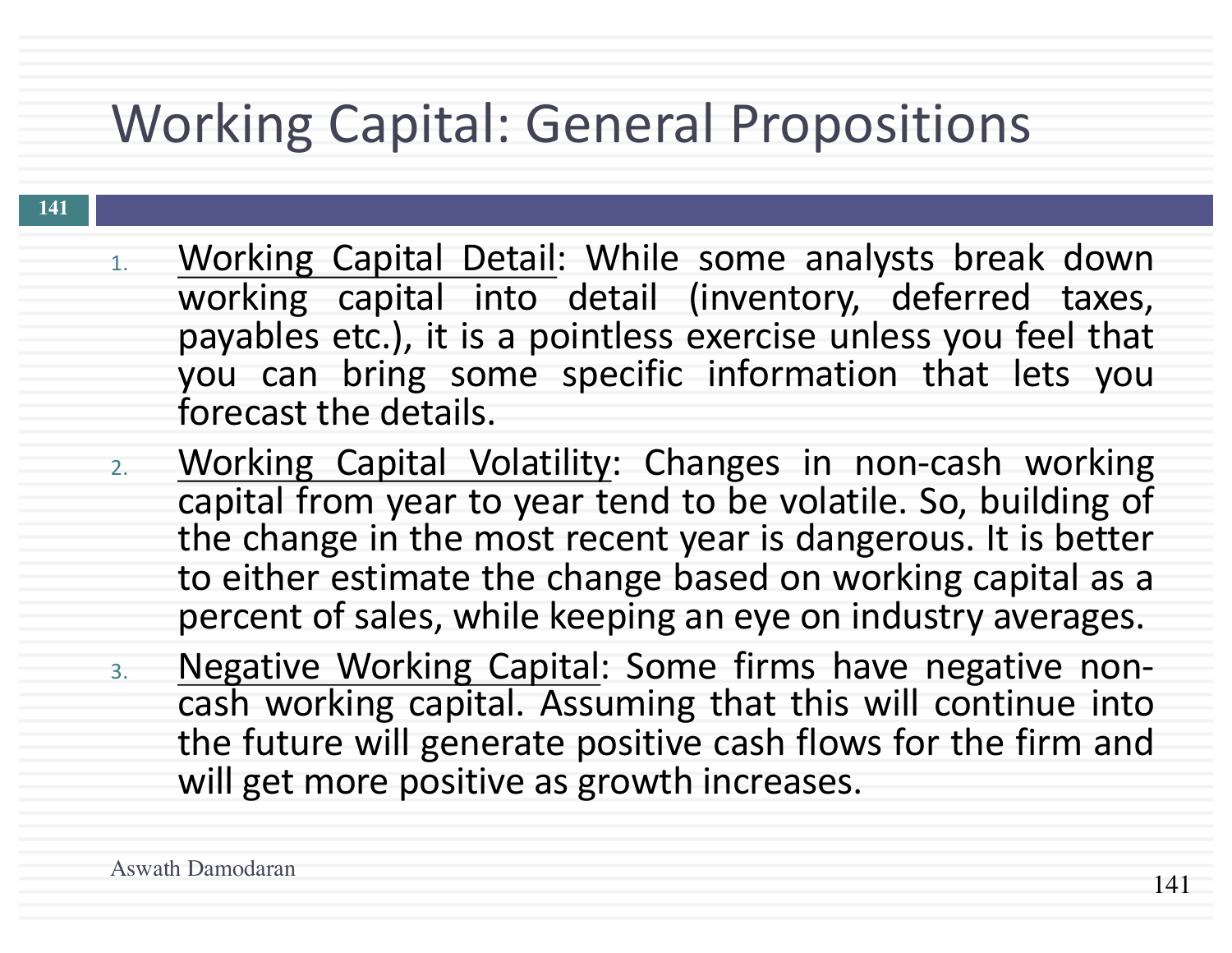# Working Capital: General Propositions

1. Working Capital Detail: While some analysts break down working capital into detail (inventory, deferred taxes, payables etc.), it is a pointless exercise unless you feel that you can bring some specific information that lets you forecast the details.
2. Working Capital Volatility: Changes in non-cash working capital from year to year tend to be volatile. So, building of the change in the most recent year is dangerous. It is better to either estimate the change based on working capital as a percent of sales, while keeping an eye on industry averages.
3. Negative Working Capital: Some firms have negative non-cash working capital. Assuming that this will continue into the future will generate positive cash flows for the firm and will get more positive as growth increases.

Aswath Damodaran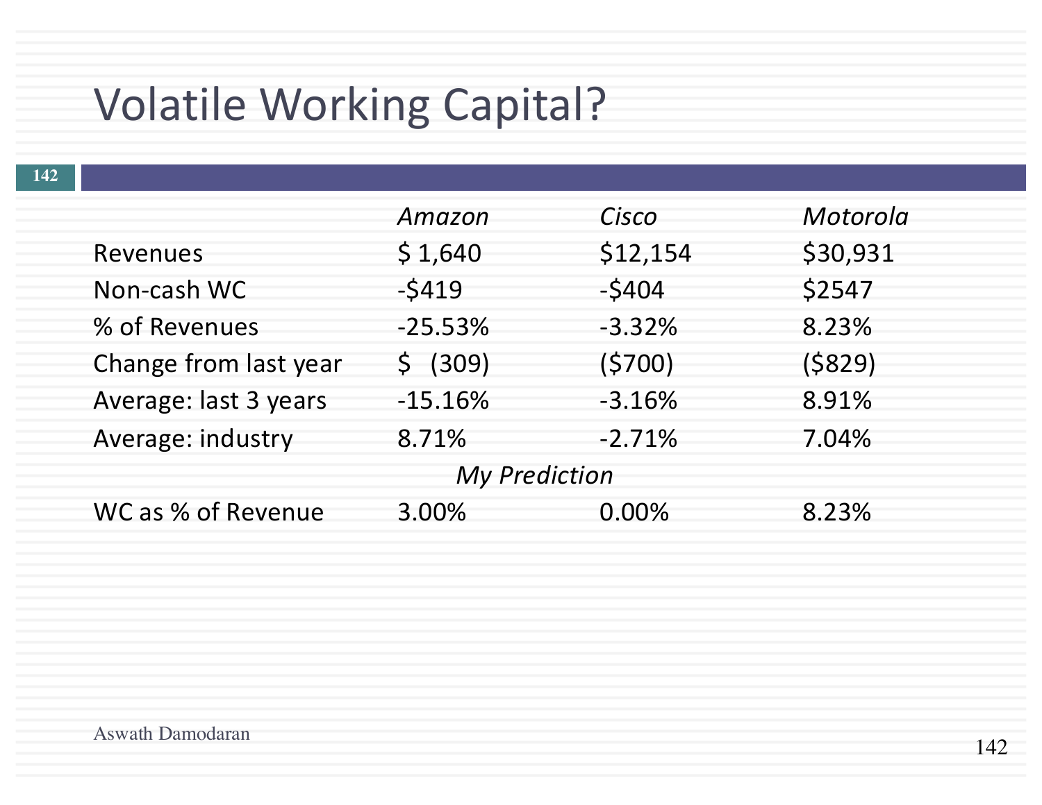# Volatile Working Capital?

| | *Amazon* | *Cisco* | *Motorola* |
|---|---|---|---|
| Revenues | $ 1,640 | $12,154 | $30,931 |
| Non-cash WC | -$419 | -$404 | $2547 |
| % of Revenues | -25.53% | -3.32% | 8.23% |
| Change from last year | $ (309) | ($700) | ($829) |
| Average: last 3 years | -15.16% | -3.16% | 8.91% |
| Average: industry | 8.71% | -2.71% | 7.04% |
| | | *My Prediction* | |
| WC as % of Revenue | 3.00% | 0.00% | 8.23% |

Aswath Damodaran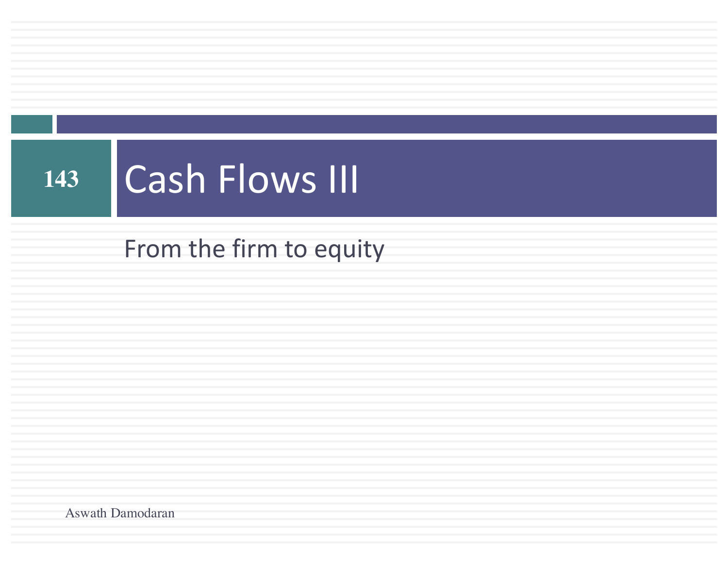# Cash Flows III

From the firm to equity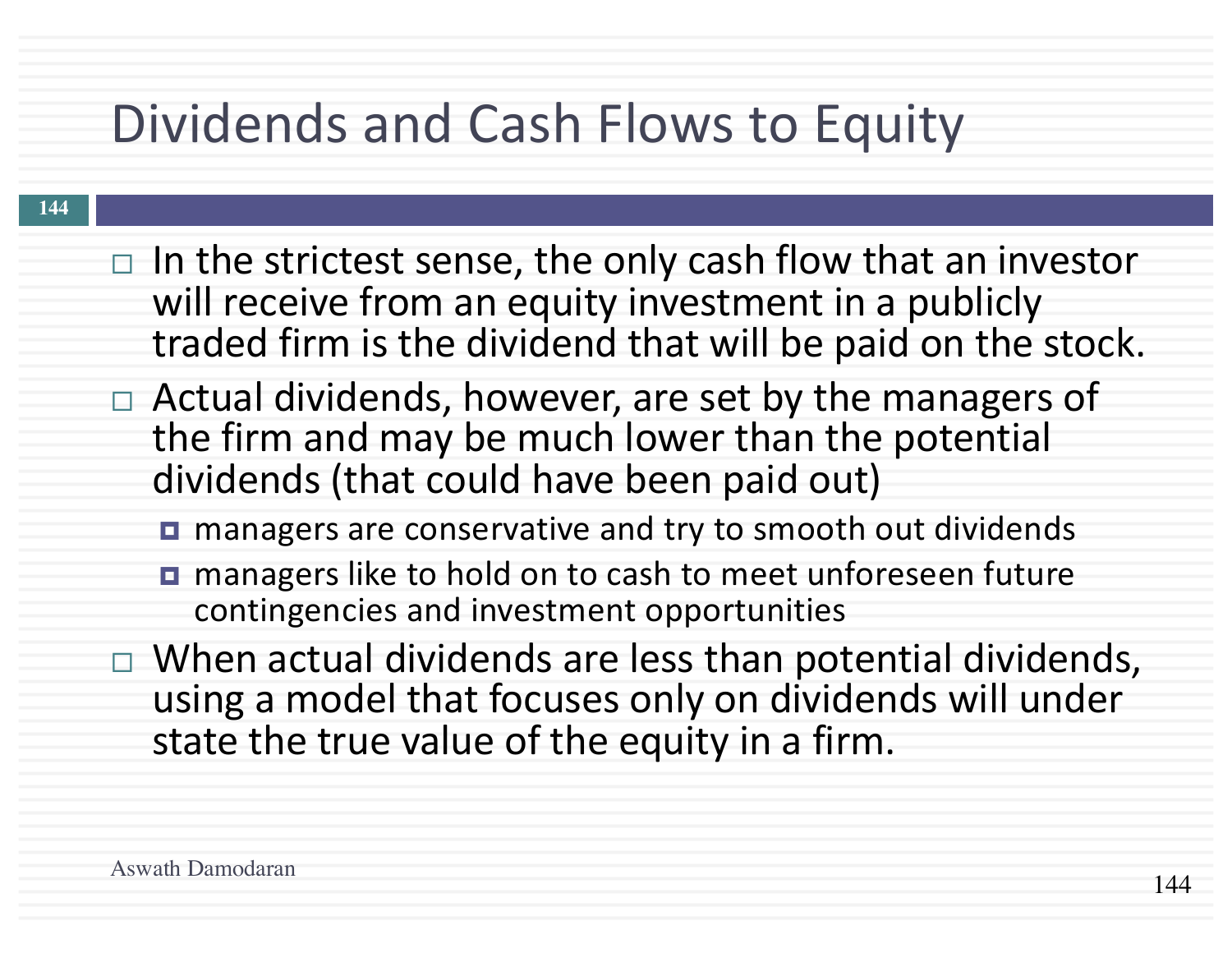# Dividends and Cash Flows to Equity

- In the strictest sense, the only cash flow that an investor will receive from an equity investment in a publicly traded firm is the dividend that will be paid on the stock.
- Actual dividends, however, are set by the managers of the firm and may be much lower than the potential dividends (that could have been paid out)
  - managers are conservative and try to smooth out dividends
  - managers like to hold on to cash to meet unforeseen future contingencies and investment opportunities
- When actual dividends are less than potential dividends, using a model that focuses only on dividends will under state the true value of the equity in a firm.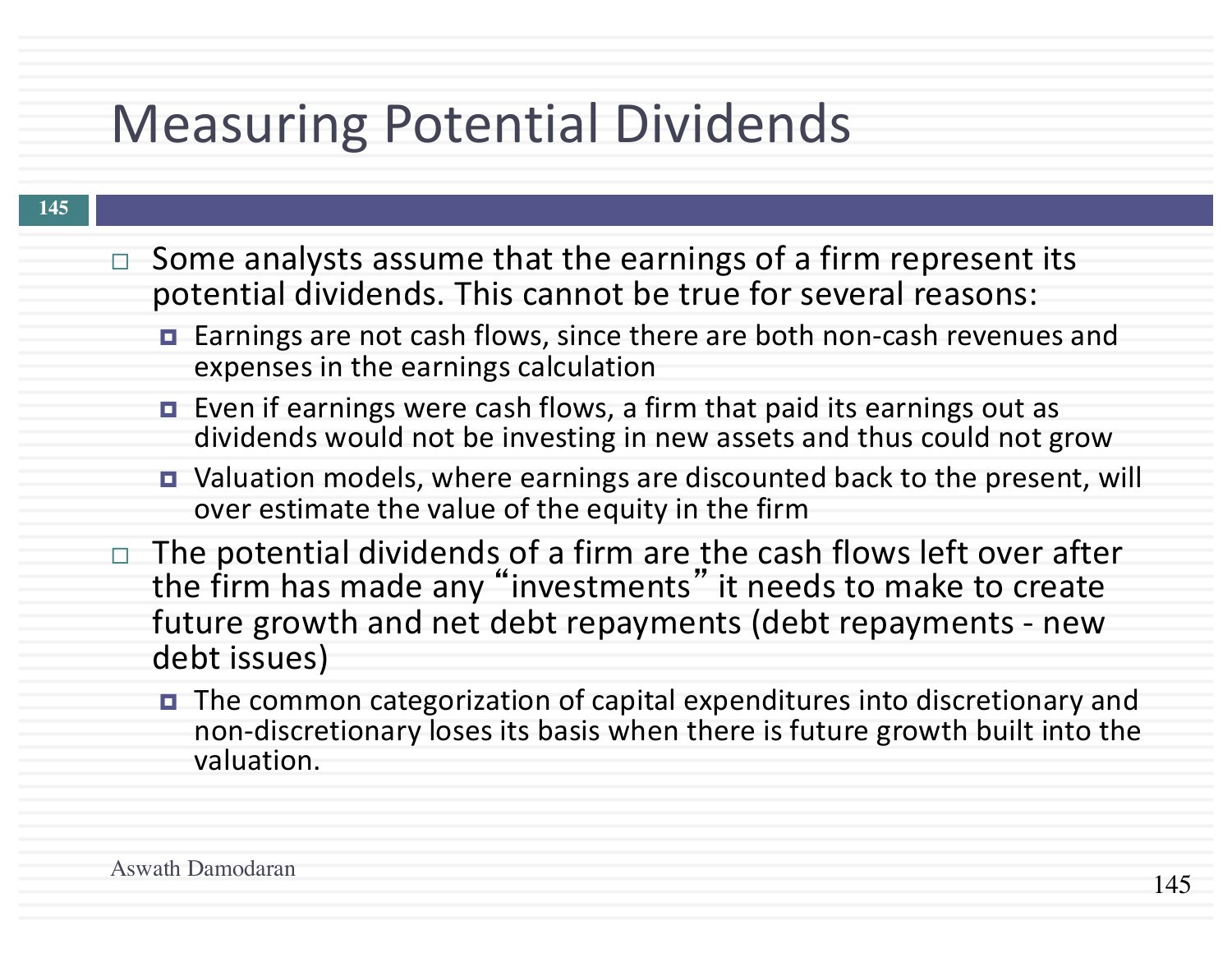# Measuring Potential Dividends

- Some analysts assume that the earnings of a firm represent its potential dividends. This cannot be true for several reasons:
  - Earnings are not cash flows, since there are both non-cash revenues and expenses in the earnings calculation
  - Even if earnings were cash flows, a firm that paid its earnings out as dividends would not be investing in new assets and thus could not grow
  - Valuation models, where earnings are discounted back to the present, will over estimate the value of the equity in the firm
- The potential dividends of a firm are the cash flows left over after the firm has made any "investments" it needs to make to create future growth and net debt repayments (debt repayments - new debt issues)
  - The common categorization of capital expenditures into discretionary and non-discretionary loses its basis when there is future growth built into the valuation.

Aswath Damodaran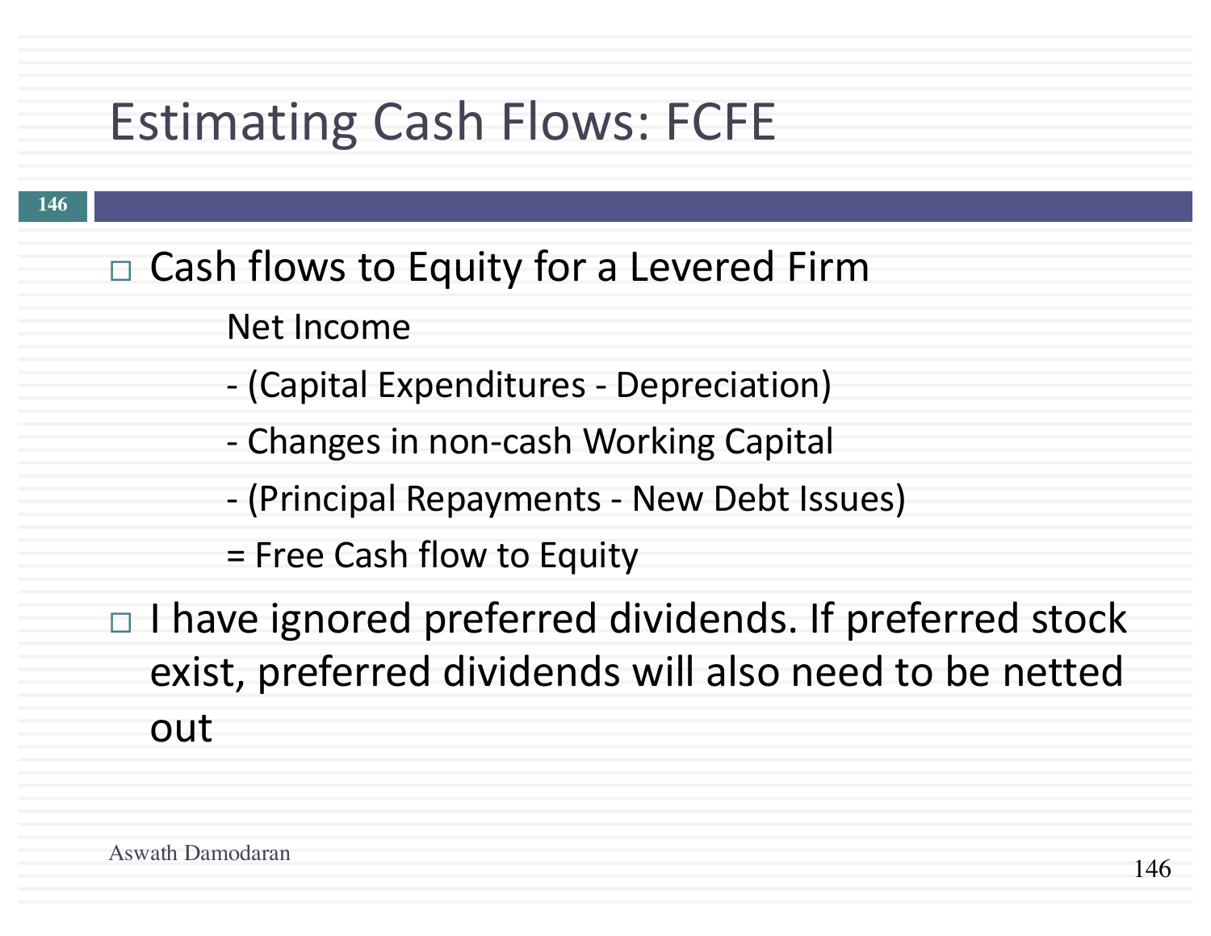# Estimating Cash Flows: FCFE

- Cash flows to Equity for a Levered Firm

  Net Income

  - (Capital Expenditures - Depreciation)

  - Changes in non-cash Working Capital

  - (Principal Repayments - New Debt Issues)

  = Free Cash flow to Equity

- I have ignored preferred dividends. If preferred stock exist, preferred dividends will also need to be netted out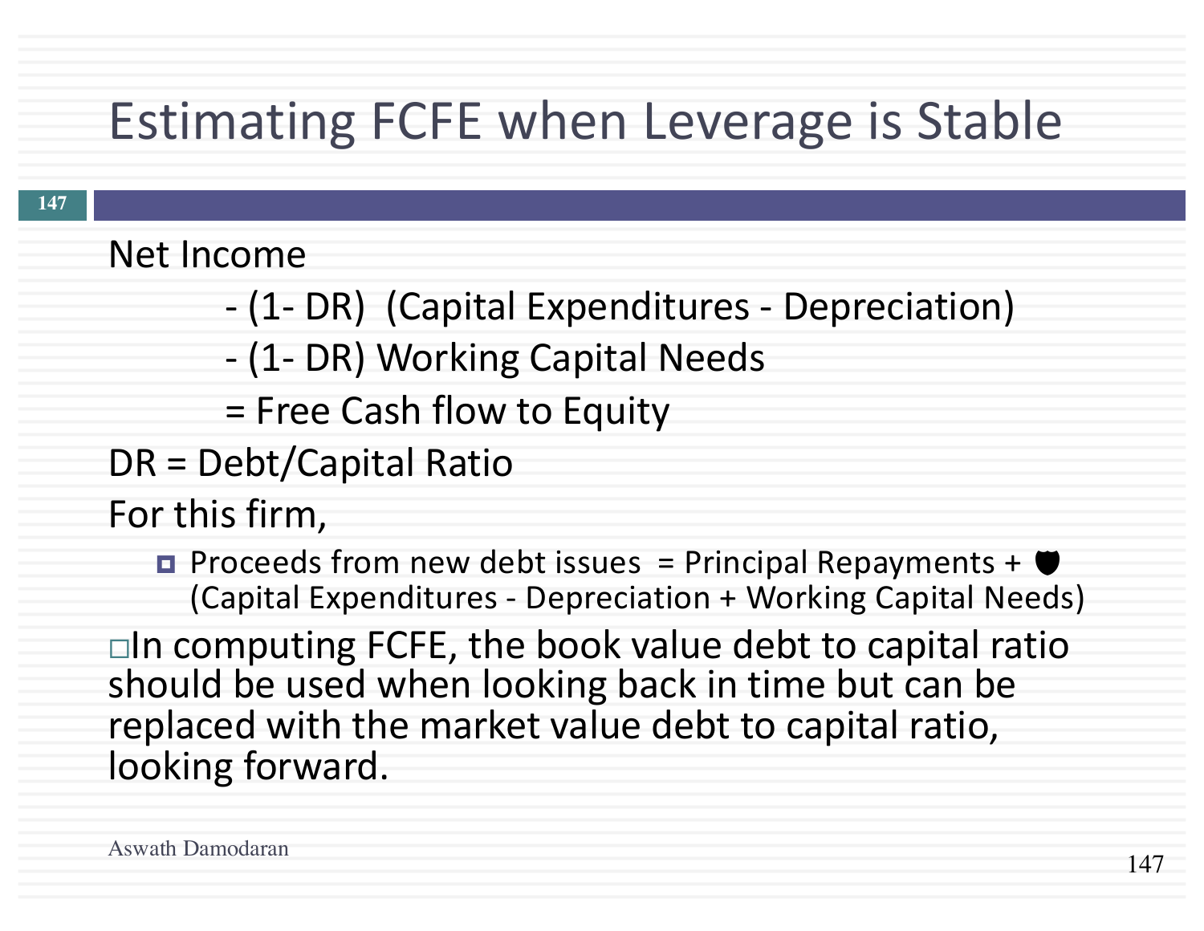# Estimating FCFE when Leverage is Stable

Net Income

- (1- DR) (Capital Expenditures - Depreciation)
- (1- DR) Working Capital Needs
= Free Cash flow to Equity

DR = Debt/Capital Ratio

For this firm,

- Proceeds from new debt issues = Principal Repayments + δ (Capital Expenditures - Depreciation + Working Capital Needs)

- In computing FCFE, the book value debt to capital ratio should be used when looking back in time but can be replaced with the market value debt to capital ratio, looking forward.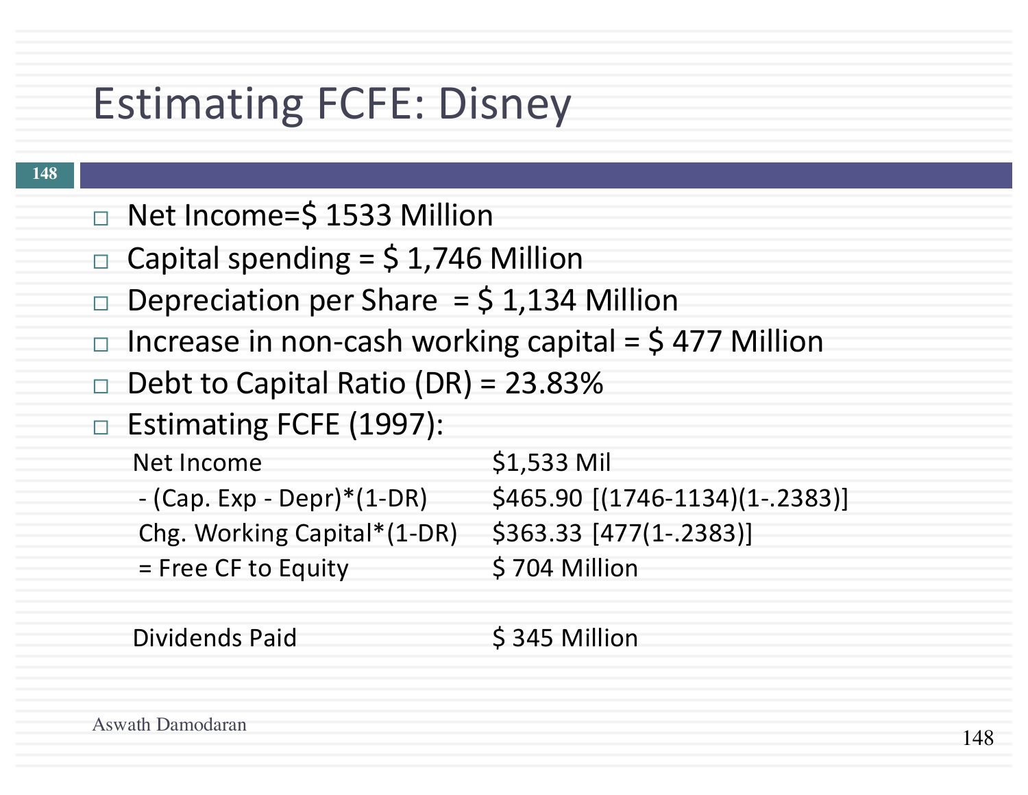# Estimating FCFE: Disney

- Net Income=$ 1533 Million
- Capital spending = $ 1,746 Million
- Depreciation per Share = $ 1,134 Million
- Increase in non-cash working capital = $ 477 Million
- Debt to Capital Ratio (DR) = 23.83%
- Estimating FCFE (1997):

| | |
|---|---|
| Net Income | $1,533 Mil |
| - (Cap. Exp - Depr)*(1-DR) | $465.90 [(1746-1134)(1-.2383)] |
| Chg. Working Capital*(1-DR) | $363.33 [477(1-.2383)] |
| = Free CF to Equity | $ 704 Million |
| | |
| Dividends Paid | $ 345 Million |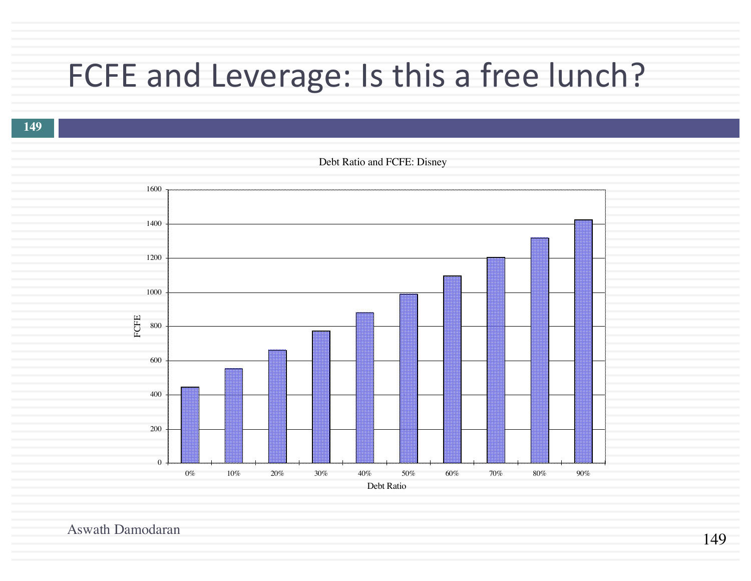# FCFE and Leverage: Is this a free lunch?

Debt Ratio and FCFE: Disney

| Debt Ratio | FCFE |
|---|---|
| 0% | 445 |
| 10% | 553 |
| 20% | 661 |
| 30% | 772 |
| 40% | 880 |
| 50% | 988 |
| 60% | 1096 |
| 70% | 1204 |
| 80% | 1317 |
| 90% | 1423 |

Aswath Damodaran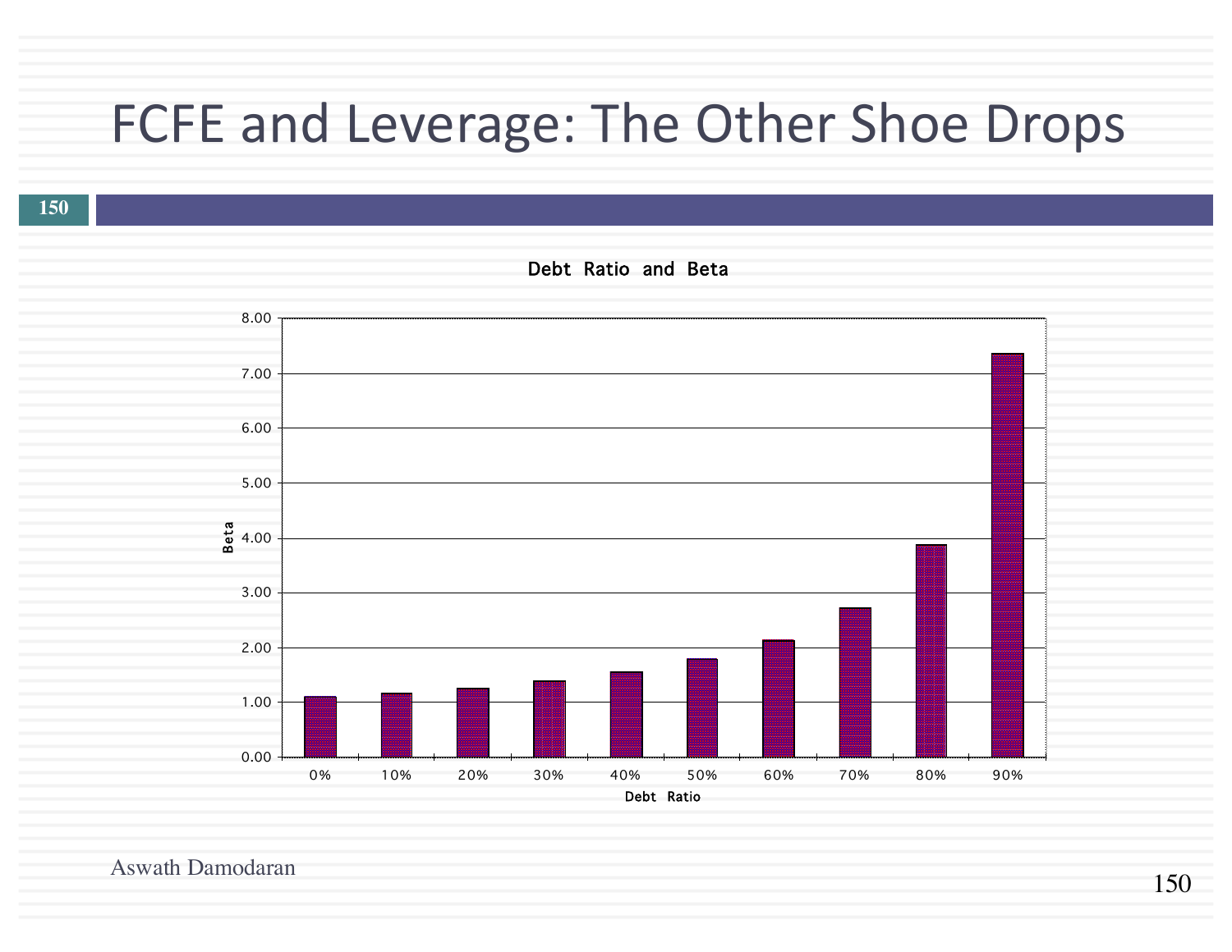# FCFE and Leverage: The Other Shoe Drops

**Debt Ratio and Beta**

| Debt Ratio | Beta |
|---|---|
| 0% | 1.10 |
| 10% | 1.16 |
| 20% | 1.25 |
| 30% | 1.38 |
| 40% | 1.55 |
| 50% | 1.79 |
| 60% | 2.14 |
| 70% | 2.72 |
| 80% | 3.88 |
| 90% | 7.36 |

Aswath Damodaran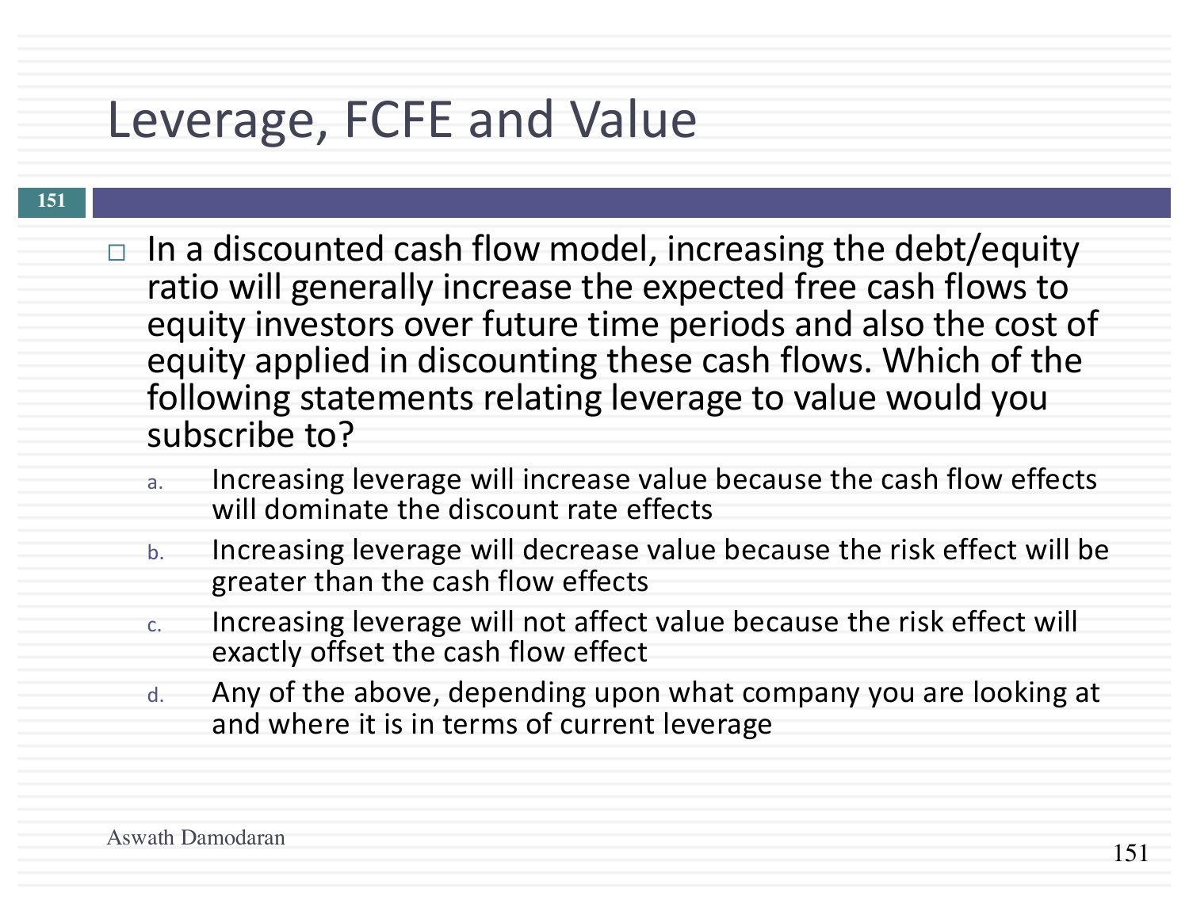# Leverage, FCFE and Value

- In a discounted cash flow model, increasing the debt/equity ratio will generally increase the expected free cash flows to equity investors over future time periods and also the cost of equity applied in discounting these cash flows. Which of the following statements relating leverage to value would you subscribe to?
  a. Increasing leverage will increase value because the cash flow effects will dominate the discount rate effects
  b. Increasing leverage will decrease value because the risk effect will be greater than the cash flow effects
  c. Increasing leverage will not affect value because the risk effect will exactly offset the cash flow effect
  d. Any of the above, depending upon what company you are looking at and where it is in terms of current leverage